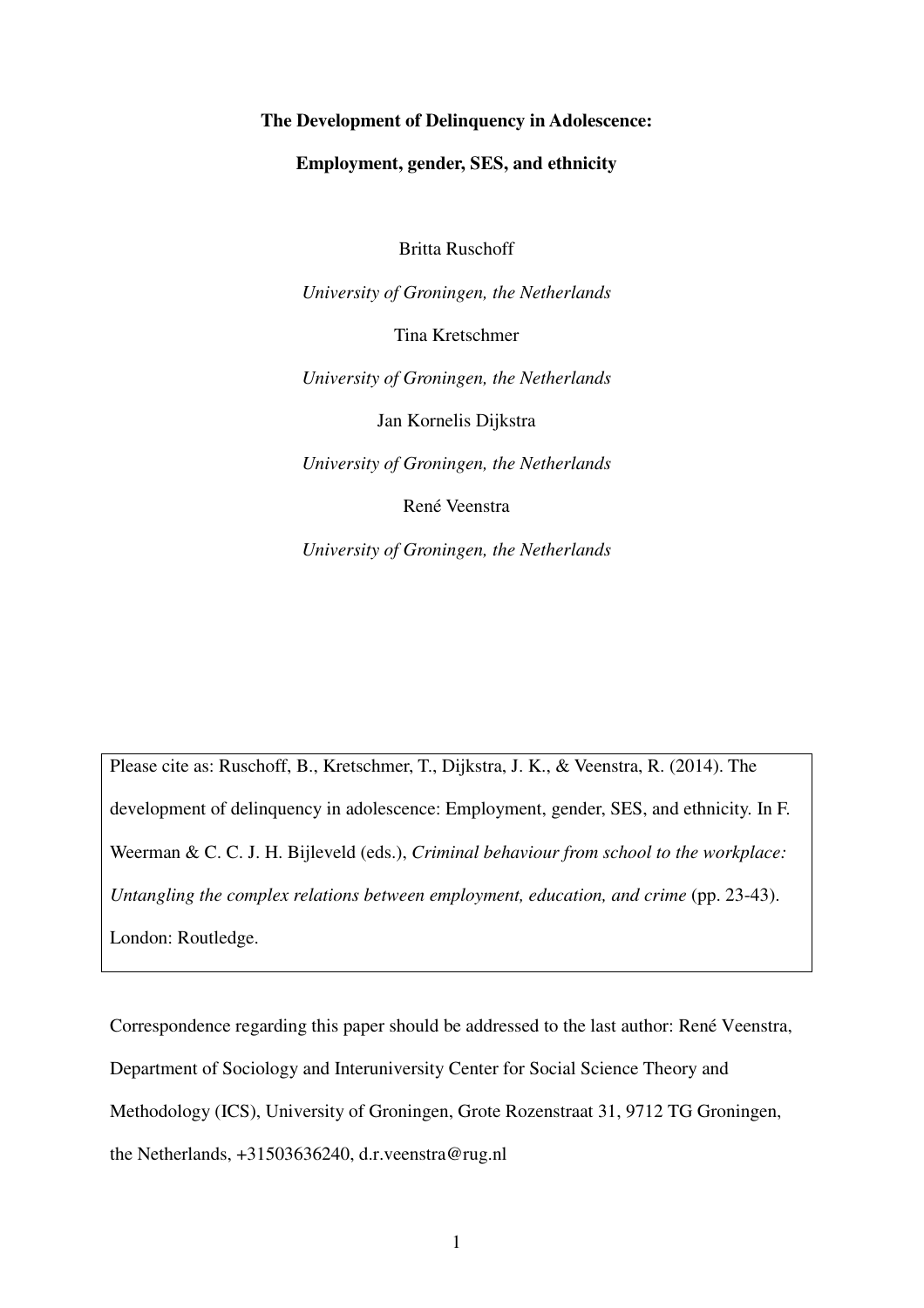**The Development of Delinquency in Adolescence:**

**Employment, gender, SES, and ethnicity**

Britta Ruschoff

*University of Groningen, the Netherlands*

Tina Kretschmer

*University of Groningen, the Netherlands*

Jan Kornelis Dijkstra

*University of Groningen, the Netherlands*

René Veenstra

*University of Groningen, the Netherlands*

Please cite as: Ruschoff, B., Kretschmer, T., Dijkstra, J. K., & Veenstra, R. (2014). The development of delinquency in adolescence: Employment, gender, SES, and ethnicity. In F. Weerman & C. C. J. H. Bijleveld (eds.), *Criminal behaviour from school to the workplace: Untangling the complex relations between employment, education, and crime* (pp. 23-43). London: Routledge.

Correspondence regarding this paper should be addressed to the last author: René Veenstra, Department of Sociology and Interuniversity Center for Social Science Theory and Methodology (ICS), University of Groningen, Grote Rozenstraat 31, 9712 TG Groningen, the Netherlands, +31503636240, d.r.veenstra@rug.nl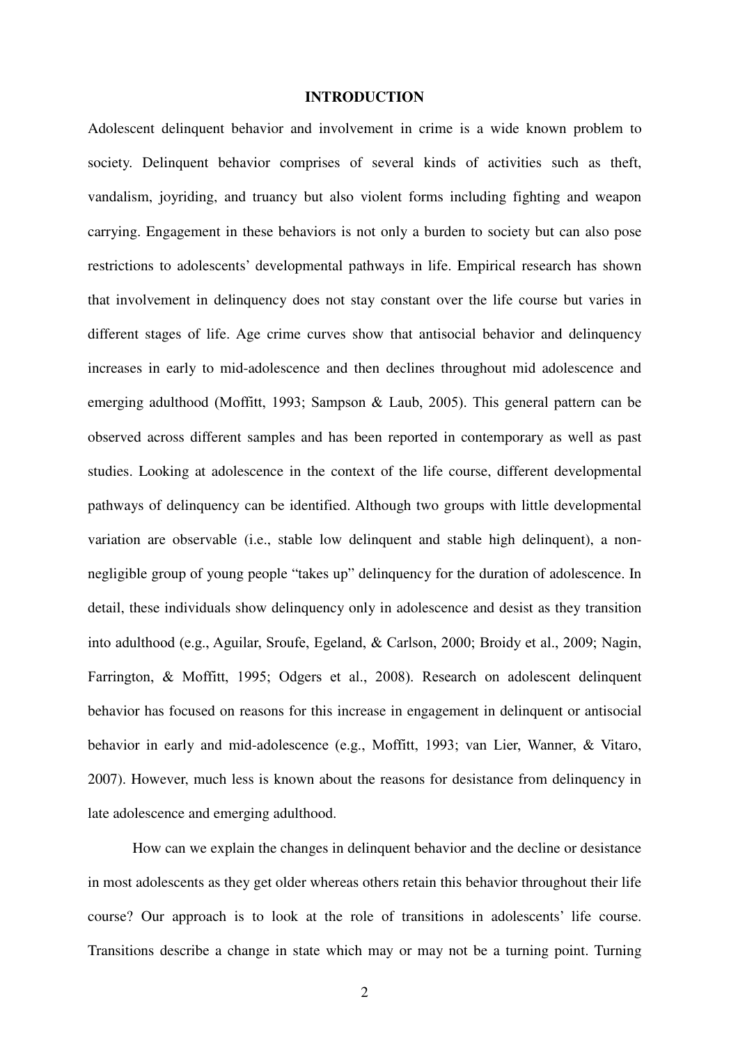# INTRODUCTION

Adolescent delinquent behavior and involvement in crime is a wide known problem to society. Delinquent behavior comprises of several kinds of activities such as theft, vandalism, joyriding, and truancy but also violent forms including fighting and weapon carrying. Engagement in these behaviors is not only a burden to society but can also pose restrictions to adolescents' developmental pathways in life. Empirical research has shown that involvement in delinquency does not stay constant over the life course but varies in different stages of life. Age crime curves show that antisocial behavior and delinquency increases in early to mid-adolescence and then declines throughout mid adolescence and emerging adulthood (Moffitt, 1993; Sampson & Laub, 2005). This general pattern can be observed across different samples and has been reported in contemporary as well as past studies. Looking at adolescence in the context of the life course, different developmental pathways of delinquency can be identified. Although two groups with little developmental variation are observable (i.e., stable low delinquent and stable high delinquent), a non-negligible group of young people "takes up" delinquency for the duration of adolescence. In detail, these individuals show delinquency only in adolescence and desist as they transition into adulthood (e.g., Aguilar, Sroufe, Egeland, & Carlson, 2000; Broidy et al., 2009; Nagin, Farrington, & Moffitt, 1995; Odgers et al., 2008). Research on adolescent delinquent behavior has focused on reasons for this increase in engagement in delinquent or antisocial behavior in early and mid-adolescence (e.g., Moffitt, 1993; van Lier, Wanner, & Vitaro, 2007). However, much less is known about the reasons for desistance from delinquency in late adolescence and emerging adulthood.

How can we explain the changes in delinquent behavior and the decline or desistance in most adolescents as they get older whereas others retain this behavior throughout their life course? Our approach is to look at the role of transitions in adolescents' life course. Transitions describe a change in state which may or may not be a turning point. Turning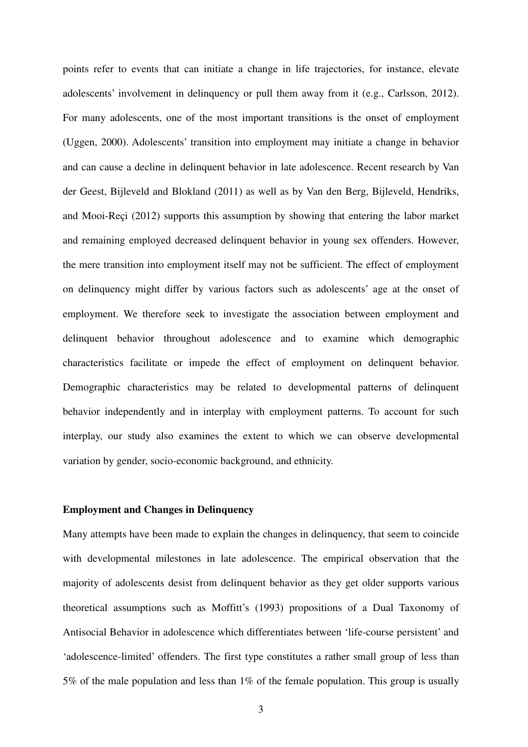points refer to events that can initiate a change in life trajectories, for instance, elevate adolescents' involvement in delinquency or pull them away from it (e.g., Carlsson, 2012). For many adolescents, one of the most important transitions is the onset of employment (Uggen, 2000). Adolescents' transition into employment may initiate a change in behavior and can cause a decline in delinquent behavior in late adolescence. Recent research by Van der Geest, Bijleveld and Blokland (2011) as well as by Van den Berg, Bijleveld, Hendriks, and Mooi-Reçi (2012) supports this assumption by showing that entering the labor market and remaining employed decreased delinquent behavior in young sex offenders. However, the mere transition into employment itself may not be sufficient. The effect of employment on delinquency might differ by various factors such as adolescents' age at the onset of employment. We therefore seek to investigate the association between employment and delinquent behavior throughout adolescence and to examine which demographic characteristics facilitate or impede the effect of employment on delinquent behavior. Demographic characteristics may be related to developmental patterns of delinquent behavior independently and in interplay with employment patterns. To account for such interplay, our study also examines the extent to which we can observe developmental variation by gender, socio-economic background, and ethnicity.

**Employment and Changes in Delinquency**

Many attempts have been made to explain the changes in delinquency, that seem to coincide with developmental milestones in late adolescence. The empirical observation that the majority of adolescents desist from delinquent behavior as they get older supports various theoretical assumptions such as Moffitt's (1993) propositions of a Dual Taxonomy of Antisocial Behavior in adolescence which differentiates between 'life-course persistent' and 'adolescence-limited' offenders. The first type constitutes a rather small group of less than 5% of the male population and less than 1% of the female population. This group is usually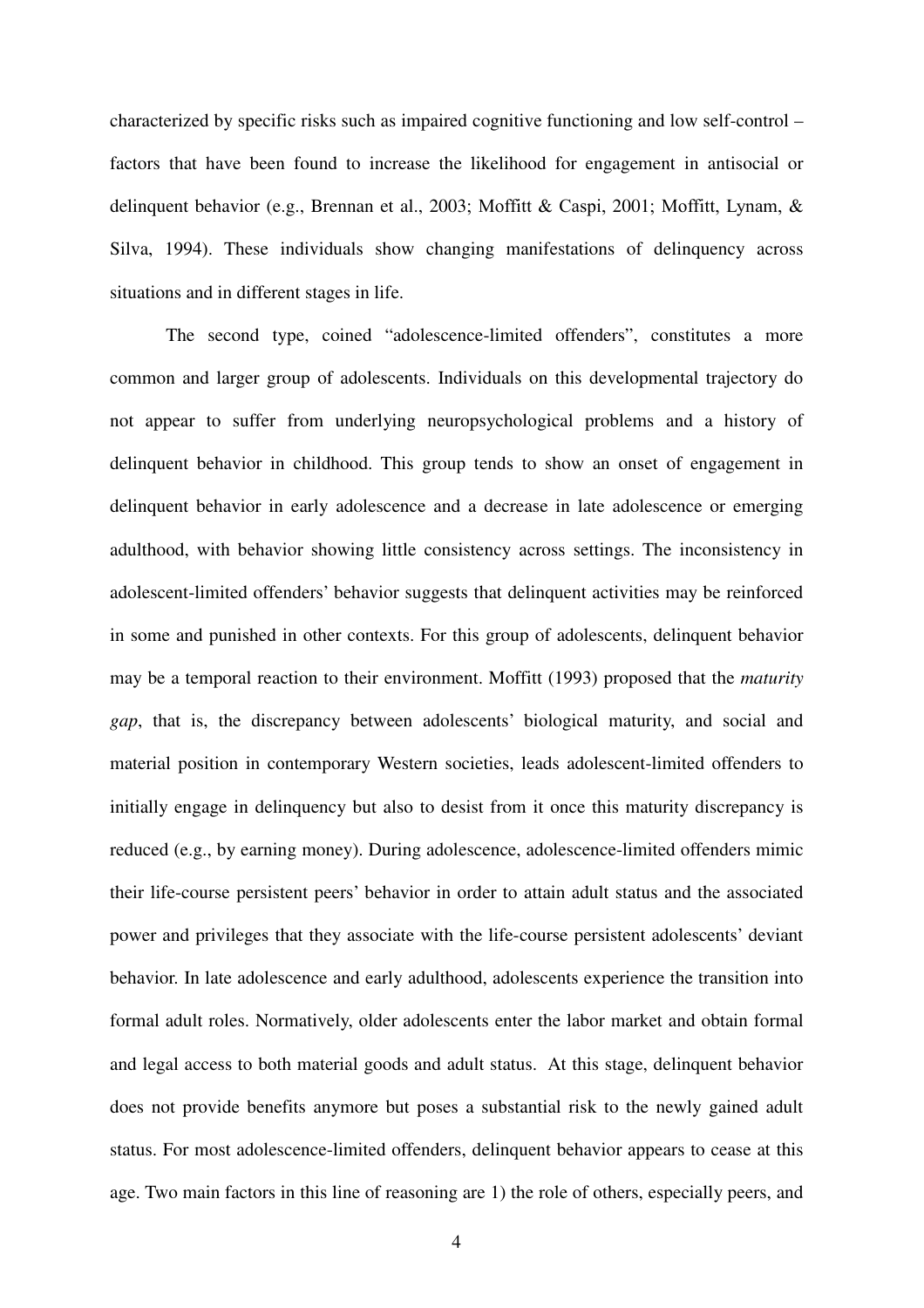characterized by specific risks such as impaired cognitive functioning and low self-control – factors that have been found to increase the likelihood for engagement in antisocial or delinquent behavior (e.g., Brennan et al., 2003; Moffitt & Caspi, 2001; Moffitt, Lynam, & Silva, 1994). These individuals show changing manifestations of delinquency across situations and in different stages in life.

The second type, coined "adolescence-limited offenders", constitutes a more common and larger group of adolescents. Individuals on this developmental trajectory do not appear to suffer from underlying neuropsychological problems and a history of delinquent behavior in childhood. This group tends to show an onset of engagement in delinquent behavior in early adolescence and a decrease in late adolescence or emerging adulthood, with behavior showing little consistency across settings. The inconsistency in adolescent-limited offenders' behavior suggests that delinquent activities may be reinforced in some and punished in other contexts. For this group of adolescents, delinquent behavior may be a temporal reaction to their environment. Moffitt (1993) proposed that the *maturity gap*, that is, the discrepancy between adolescents' biological maturity, and social and material position in contemporary Western societies, leads adolescent-limited offenders to initially engage in delinquency but also to desist from it once this maturity discrepancy is reduced (e.g., by earning money). During adolescence, adolescence-limited offenders mimic their life-course persistent peers' behavior in order to attain adult status and the associated power and privileges that they associate with the life-course persistent adolescents' deviant behavior. In late adolescence and early adulthood, adolescents experience the transition into formal adult roles. Normatively, older adolescents enter the labor market and obtain formal and legal access to both material goods and adult status. At this stage, delinquent behavior does not provide benefits anymore but poses a substantial risk to the newly gained adult status. For most adolescence-limited offenders, delinquent behavior appears to cease at this age. Two main factors in this line of reasoning are 1) the role of others, especially peers, and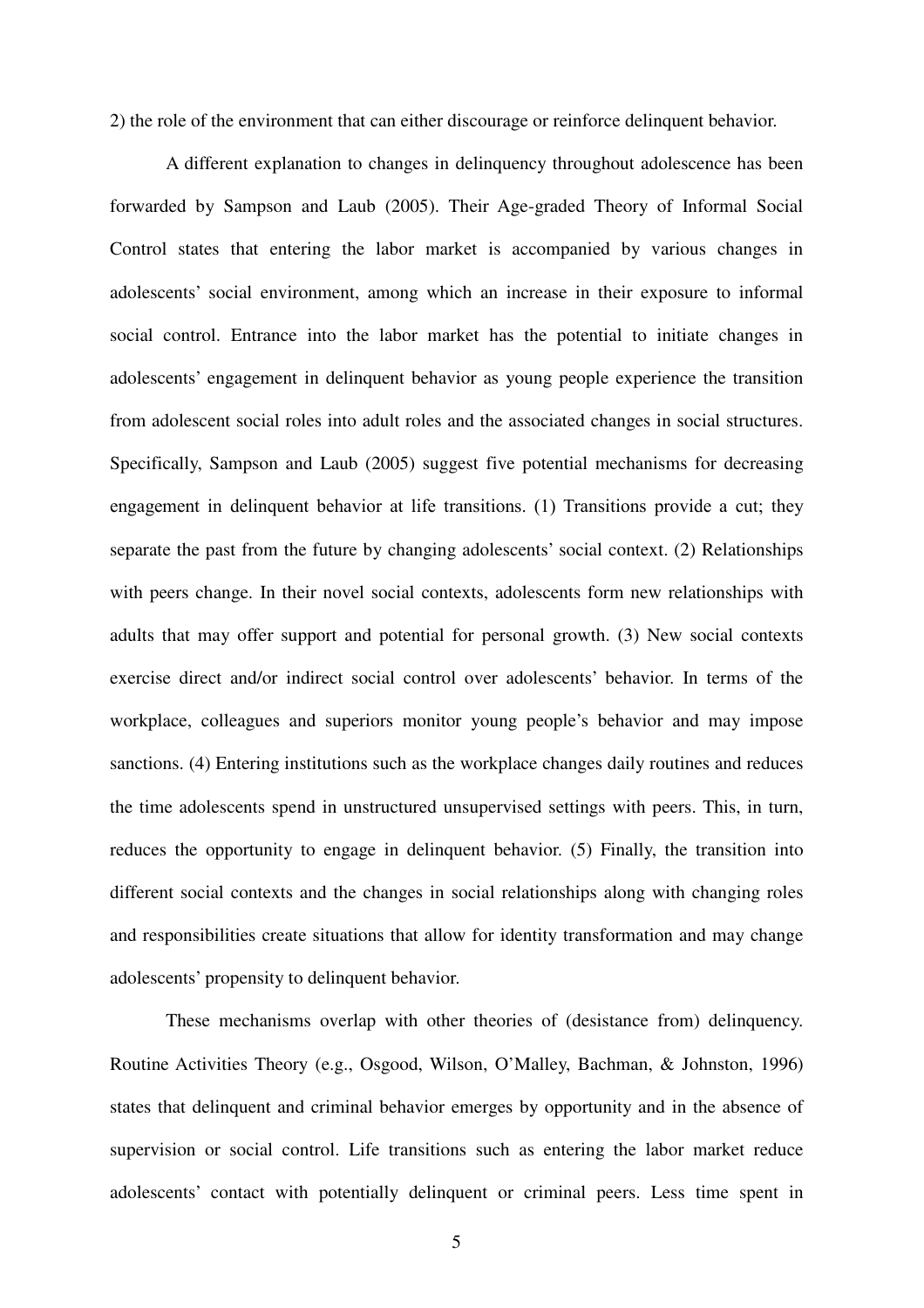2) the role of the environment that can either discourage or reinforce delinquent behavior.

A different explanation to changes in delinquency throughout adolescence has been forwarded by Sampson and Laub (2005). Their Age-graded Theory of Informal Social Control states that entering the labor market is accompanied by various changes in adolescents' social environment, among which an increase in their exposure to informal social control. Entrance into the labor market has the potential to initiate changes in adolescents' engagement in delinquent behavior as young people experience the transition from adolescent social roles into adult roles and the associated changes in social structures. Specifically, Sampson and Laub (2005) suggest five potential mechanisms for decreasing engagement in delinquent behavior at life transitions. (1) Transitions provide a cut; they separate the past from the future by changing adolescents' social context. (2) Relationships with peers change. In their novel social contexts, adolescents form new relationships with adults that may offer support and potential for personal growth. (3) New social contexts exercise direct and/or indirect social control over adolescents' behavior. In terms of the workplace, colleagues and superiors monitor young people's behavior and may impose sanctions. (4) Entering institutions such as the workplace changes daily routines and reduces the time adolescents spend in unstructured unsupervised settings with peers. This, in turn, reduces the opportunity to engage in delinquent behavior. (5) Finally, the transition into different social contexts and the changes in social relationships along with changing roles and responsibilities create situations that allow for identity transformation and may change adolescents' propensity to delinquent behavior.

These mechanisms overlap with other theories of (desistance from) delinquency. Routine Activities Theory (e.g., Osgood, Wilson, O'Malley, Bachman, & Johnston, 1996) states that delinquent and criminal behavior emerges by opportunity and in the absence of supervision or social control. Life transitions such as entering the labor market reduce adolescents' contact with potentially delinquent or criminal peers. Less time spent in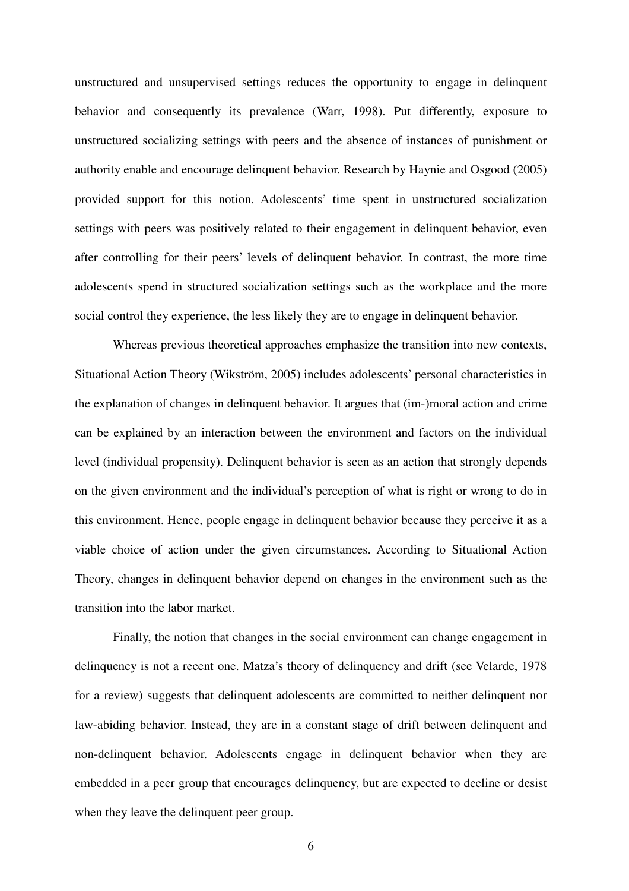unstructured and unsupervised settings reduces the opportunity to engage in delinquent behavior and consequently its prevalence (Warr, 1998). Put differently, exposure to unstructured socializing settings with peers and the absence of instances of punishment or authority enable and encourage delinquent behavior. Research by Haynie and Osgood (2005) provided support for this notion. Adolescents' time spent in unstructured socialization settings with peers was positively related to their engagement in delinquent behavior, even after controlling for their peers' levels of delinquent behavior. In contrast, the more time adolescents spend in structured socialization settings such as the workplace and the more social control they experience, the less likely they are to engage in delinquent behavior.

Whereas previous theoretical approaches emphasize the transition into new contexts, Situational Action Theory (Wikström, 2005) includes adolescents' personal characteristics in the explanation of changes in delinquent behavior. It argues that (im-)moral action and crime can be explained by an interaction between the environment and factors on the individual level (individual propensity). Delinquent behavior is seen as an action that strongly depends on the given environment and the individual's perception of what is right or wrong to do in this environment. Hence, people engage in delinquent behavior because they perceive it as a viable choice of action under the given circumstances. According to Situational Action Theory, changes in delinquent behavior depend on changes in the environment such as the transition into the labor market.

Finally, the notion that changes in the social environment can change engagement in delinquency is not a recent one. Matza's theory of delinquency and drift (see Velarde, 1978 for a review) suggests that delinquent adolescents are committed to neither delinquent nor law-abiding behavior. Instead, they are in a constant stage of drift between delinquent and non-delinquent behavior. Adolescents engage in delinquent behavior when they are embedded in a peer group that encourages delinquency, but are expected to decline or desist when they leave the delinquent peer group.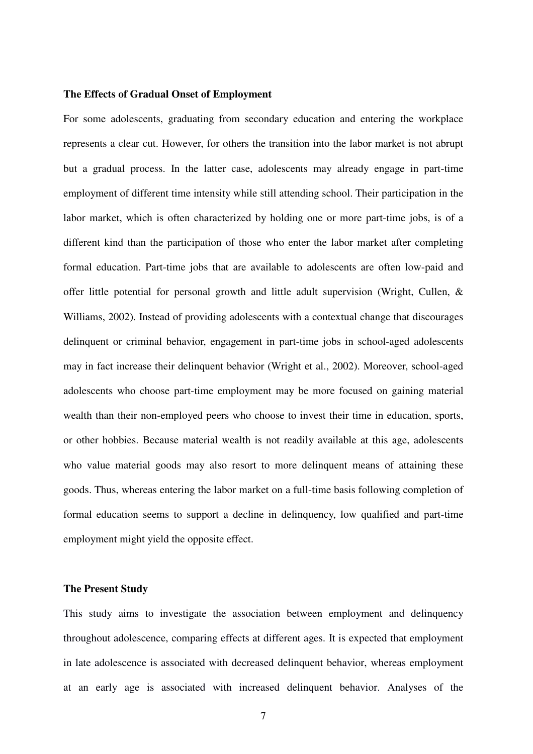### The Effects of Gradual Onset of Employment

For some adolescents, graduating from secondary education and entering the workplace represents a clear cut. However, for others the transition into the labor market is not abrupt but a gradual process. In the latter case, adolescents may already engage in part-time employment of different time intensity while still attending school. Their participation in the labor market, which is often characterized by holding one or more part-time jobs, is of a different kind than the participation of those who enter the labor market after completing formal education. Part-time jobs that are available to adolescents are often low-paid and offer little potential for personal growth and little adult supervision (Wright, Cullen, & Williams, 2002). Instead of providing adolescents with a contextual change that discourages delinquent or criminal behavior, engagement in part-time jobs in school-aged adolescents may in fact increase their delinquent behavior (Wright et al., 2002). Moreover, school-aged adolescents who choose part-time employment may be more focused on gaining material wealth than their non-employed peers who choose to invest their time in education, sports, or other hobbies. Because material wealth is not readily available at this age, adolescents who value material goods may also resort to more delinquent means of attaining these goods. Thus, whereas entering the labor market on a full-time basis following completion of formal education seems to support a decline in delinquency, low qualified and part-time employment might yield the opposite effect.

### The Present Study

This study aims to investigate the association between employment and delinquency throughout adolescence, comparing effects at different ages. It is expected that employment in late adolescence is associated with decreased delinquent behavior, whereas employment at an early age is associated with increased delinquent behavior. Analyses of the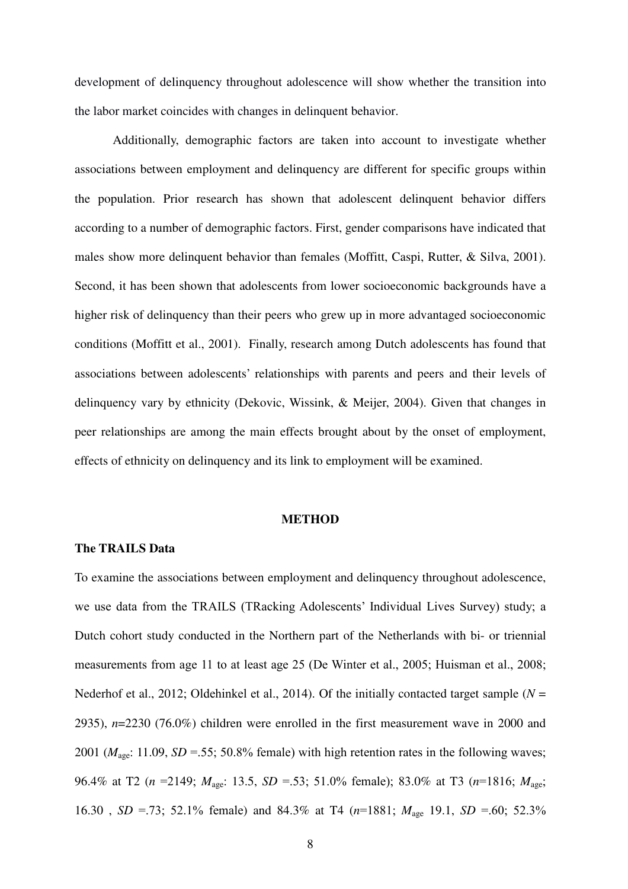development of delinquency throughout adolescence will show whether the transition into the labor market coincides with changes in delinquent behavior.

Additionally, demographic factors are taken into account to investigate whether associations between employment and delinquency are different for specific groups within the population. Prior research has shown that adolescent delinquent behavior differs according to a number of demographic factors. First, gender comparisons have indicated that males show more delinquent behavior than females (Moffitt, Caspi, Rutter, & Silva, 2001). Second, it has been shown that adolescents from lower socioeconomic backgrounds have a higher risk of delinquency than their peers who grew up in more advantaged socioeconomic conditions (Moffitt et al., 2001). Finally, research among Dutch adolescents has found that associations between adolescents' relationships with parents and peers and their levels of delinquency vary by ethnicity (Dekovic, Wissink, & Meijer, 2004). Given that changes in peer relationships are among the main effects brought about by the onset of employment, effects of ethnicity on delinquency and its link to employment will be examined.

## METHOD

### The TRAILS Data

To examine the associations between employment and delinquency throughout adolescence, we use data from the TRAILS (TRacking Adolescents' Individual Lives Survey) study; a Dutch cohort study conducted in the Northern part of the Netherlands with bi- or triennial measurements from age 11 to at least age 25 (De Winter et al., 2005; Huisman et al., 2008; Nederhof et al., 2012; Oldehinkel et al., 2014). Of the initially contacted target sample ($N$ = 2935), $n$=2230 (76.0%) children were enrolled in the first measurement wave in 2000 and 2001 ($M_{age}$: 11.09, $SD$ =.55; 50.8% female) with high retention rates in the following waves; 96.4% at T2 ($n$ =2149; $M_{age}$: 13.5, $SD$ =.53; 51.0% female); 83.0% at T3 ($n$=1816; $M_{age}$; 16.30 , $SD$ =.73; 52.1% female) and 84.3% at T4 ($n$=1881; $M_{age}$ 19.1, $SD$ =.60; 52.3%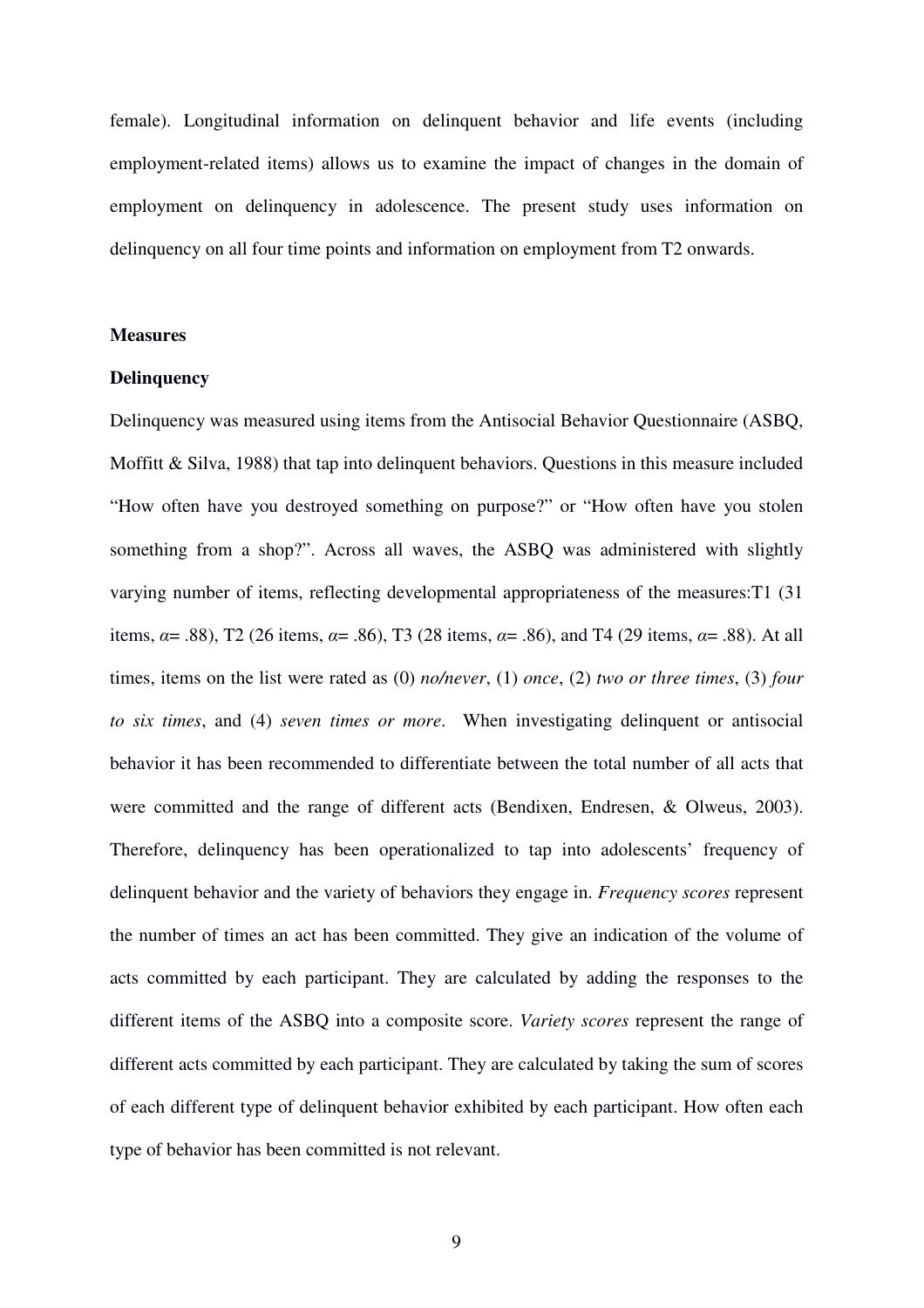female). Longitudinal information on delinquent behavior and life events (including employment-related items) allows us to examine the impact of changes in the domain of employment on delinquency in adolescence. The present study uses information on delinquency on all four time points and information on employment from T2 onwards.

## Measures

### Delinquency

Delinquency was measured using items from the Antisocial Behavior Questionnaire (ASBQ, Moffitt & Silva, 1988) that tap into delinquent behaviors. Questions in this measure included "How often have you destroyed something on purpose?" or "How often have you stolen something from a shop?". Across all waves, the ASBQ was administered with slightly varying number of items, reflecting developmental appropriateness of the measures:T1 (31 items, $\alpha$= .88), T2 (26 items, $\alpha$= .86), T3 (28 items, $\alpha$= .86), and T4 (29 items, $\alpha$= .88). At all times, items on the list were rated as (0) *no/never*, (1) *once*, (2) *two or three times*, (3) *four to six times*, and (4) *seven times or more*. When investigating delinquent or antisocial behavior it has been recommended to differentiate between the total number of all acts that were committed and the range of different acts (Bendixen, Endresen, & Olweus, 2003). Therefore, delinquency has been operationalized to tap into adolescents' frequency of delinquent behavior and the variety of behaviors they engage in. *Frequency scores* represent the number of times an act has been committed. They give an indication of the volume of acts committed by each participant. They are calculated by adding the responses to the different items of the ASBQ into a composite score. *Variety scores* represent the range of different acts committed by each participant. They are calculated by taking the sum of scores of each different type of delinquent behavior exhibited by each participant. How often each type of behavior has been committed is not relevant.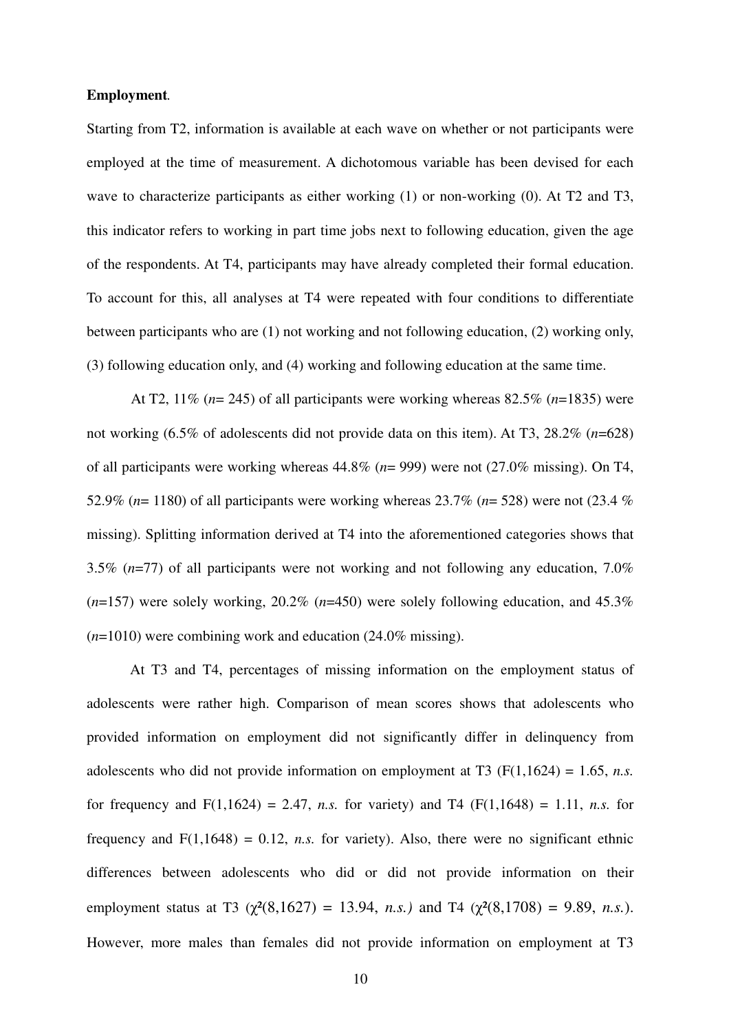**Employment**.

Starting from T2, information is available at each wave on whether or not participants were employed at the time of measurement. A dichotomous variable has been devised for each wave to characterize participants as either working (1) or non-working (0). At T2 and T3, this indicator refers to working in part time jobs next to following education, given the age of the respondents. At T4, participants may have already completed their formal education. To account for this, all analyses at T4 were repeated with four conditions to differentiate between participants who are (1) not working and not following education, (2) working only, (3) following education only, and (4) working and following education at the same time.

At T2, 11% (*n*= 245) of all participants were working whereas 82.5% (*n*=1835) were not working (6.5% of adolescents did not provide data on this item). At T3, 28.2% (*n*=628) of all participants were working whereas 44.8% (*n*= 999) were not (27.0% missing). On T4, 52.9% (*n*= 1180) of all participants were working whereas 23.7% (*n*= 528) were not (23.4 % missing). Splitting information derived at T4 into the aforementioned categories shows that 3.5% (*n*=77) of all participants were not working and not following any education, 7.0% (*n*=157) were solely working, 20.2% (*n*=450) were solely following education, and 45.3% (*n*=1010) were combining work and education (24.0% missing).

At T3 and T4, percentages of missing information on the employment status of adolescents were rather high. Comparison of mean scores shows that adolescents who provided information on employment did not significantly differ in delinquency from adolescents who did not provide information on employment at T3 ($F(1,1624) = 1.65$, *n.s.* for frequency and $F(1,1624) = 2.47$, *n.s.* for variety) and T4 ($F(1,1648) = 1.11$, *n.s.* for frequency and $F(1,1648) = 0.12$, *n.s.* for variety). Also, there were no significant ethnic differences between adolescents who did or did not provide information on their employment status at T3 ($\chi^2(8,1627) = 13.94$, *n.s.)* and T4 ($\chi^2(8,1708) = 9.89$, *n.s.*). However, more males than females did not provide information on employment at T3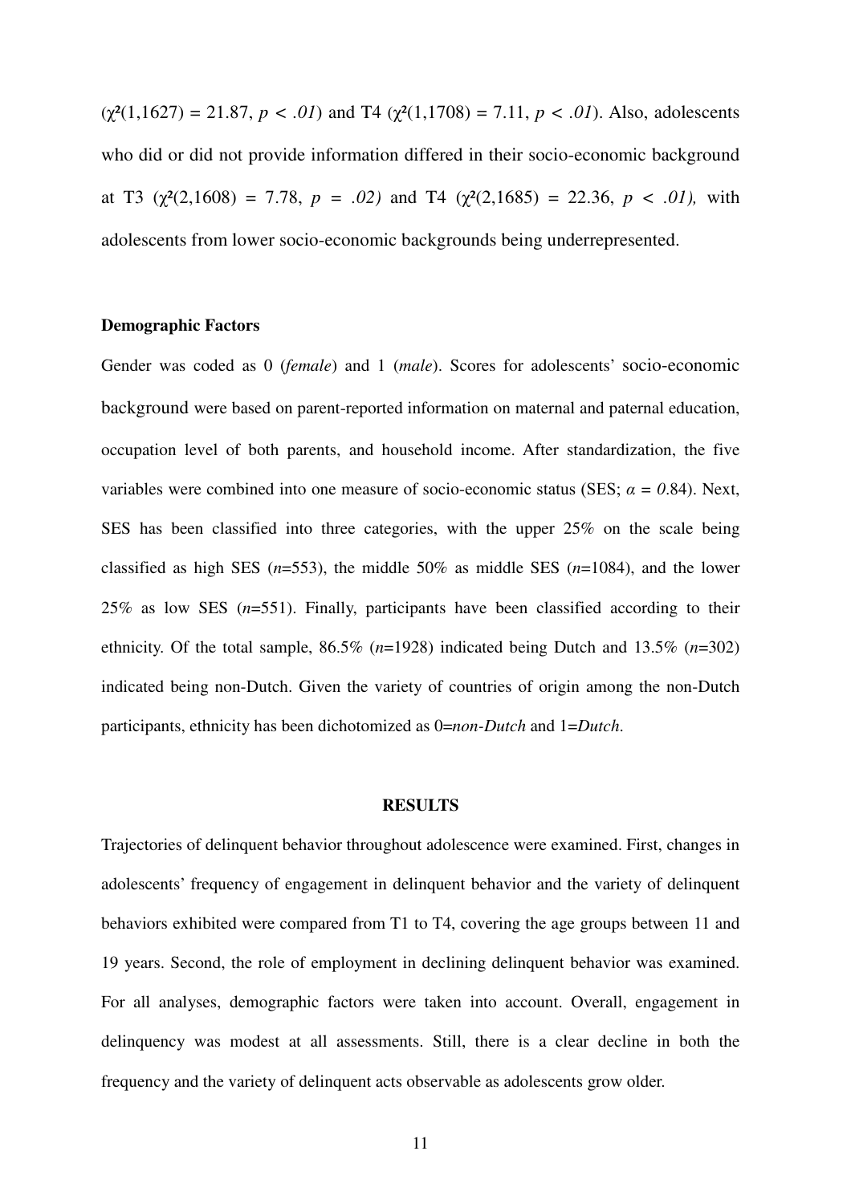($\chi^2(1,1627) = 21.87$, $p < .01$) and T4 ($\chi^2(1,1708) = 7.11$, $p < .01$). Also, adolescents who did or did not provide information differed in their socio-economic background at T3 ($\chi^2(2,1608) = 7.78$, $p = .02$) and T4 ($\chi^2(2,1685) = 22.36$, $p < .01$), with adolescents from lower socio-economic backgrounds being underrepresented.

**Demographic Factors**

Gender was coded as 0 (*female*) and 1 (*male*). Scores for adolescents' socio-economic background were based on parent-reported information on maternal and paternal education, occupation level of both parents, and household income. After standardization, the five variables were combined into one measure of socio-economic status (SES; $\alpha = 0.84$). Next, SES has been classified into three categories, with the upper 25% on the scale being classified as high SES ($n$=553), the middle 50% as middle SES ($n$=1084), and the lower 25% as low SES ($n$=551). Finally, participants have been classified according to their ethnicity. Of the total sample, 86.5% ($n$=1928) indicated being Dutch and 13.5% ($n$=302) indicated being non-Dutch. Given the variety of countries of origin among the non-Dutch participants, ethnicity has been dichotomized as 0=*non-Dutch* and 1=*Dutch*.

## RESULTS

Trajectories of delinquent behavior throughout adolescence were examined. First, changes in adolescents' frequency of engagement in delinquent behavior and the variety of delinquent behaviors exhibited were compared from T1 to T4, covering the age groups between 11 and 19 years. Second, the role of employment in declining delinquent behavior was examined. For all analyses, demographic factors were taken into account. Overall, engagement in delinquency was modest at all assessments. Still, there is a clear decline in both the frequency and the variety of delinquent acts observable as adolescents grow older.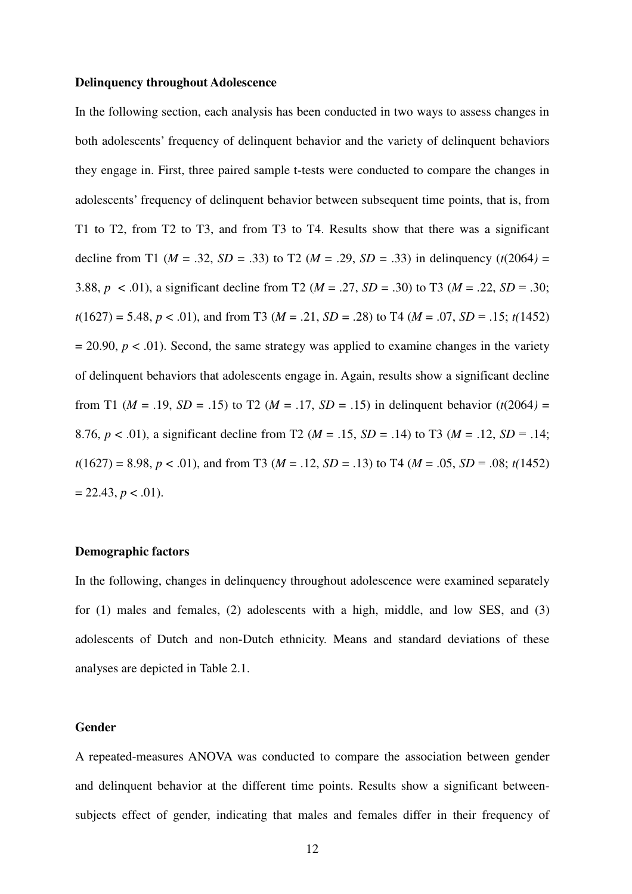**Delinquency throughout Adolescence**

In the following section, each analysis has been conducted in two ways to assess changes in both adolescents' frequency of delinquent behavior and the variety of delinquent behaviors they engage in. First, three paired sample t-tests were conducted to compare the changes in adolescents' frequency of delinquent behavior between subsequent time points, that is, from T1 to T2, from T2 to T3, and from T3 to T4. Results show that there was a significant decline from T1 ($M$ = .32, $SD$ = .33) to T2 ($M$ = .29, $SD$ = .33) in delinquency ($t(2064)$ = 3.88, $p$ < .01), a significant decline from T2 ($M$ = .27, $SD$ = .30) to T3 ($M$ = .22, $SD$ = .30; $t(1627)$ = 5.48, $p$ < .01), and from T3 ($M$ = .21, $SD$ = .28) to T4 ($M$ = .07, $SD$ = .15; $t(1452)$ = 20.90, $p$ < .01). Second, the same strategy was applied to examine changes in the variety of delinquent behaviors that adolescents engage in. Again, results show a significant decline from T1 ($M$ = .19, $SD$ = .15) to T2 ($M$ = .17, $SD$ = .15) in delinquent behavior ($t(2064)$ = 8.76, $p$ < .01), a significant decline from T2 ($M$ = .15, $SD$ = .14) to T3 ($M$ = .12, $SD$ = .14; $t(1627)$ = 8.98, $p$ < .01), and from T3 ($M$ = .12, $SD$ = .13) to T4 ($M$ = .05, $SD$ = .08; $t(1452)$ = 22.43, $p$ < .01).

**Demographic factors**

In the following, changes in delinquency throughout adolescence were examined separately for (1) males and females, (2) adolescents with a high, middle, and low SES, and (3) adolescents of Dutch and non-Dutch ethnicity. Means and standard deviations of these analyses are depicted in Table 2.1.

**Gender**

A repeated-measures ANOVA was conducted to compare the association between gender and delinquent behavior at the different time points. Results show a significant between-subjects effect of gender, indicating that males and females differ in their frequency of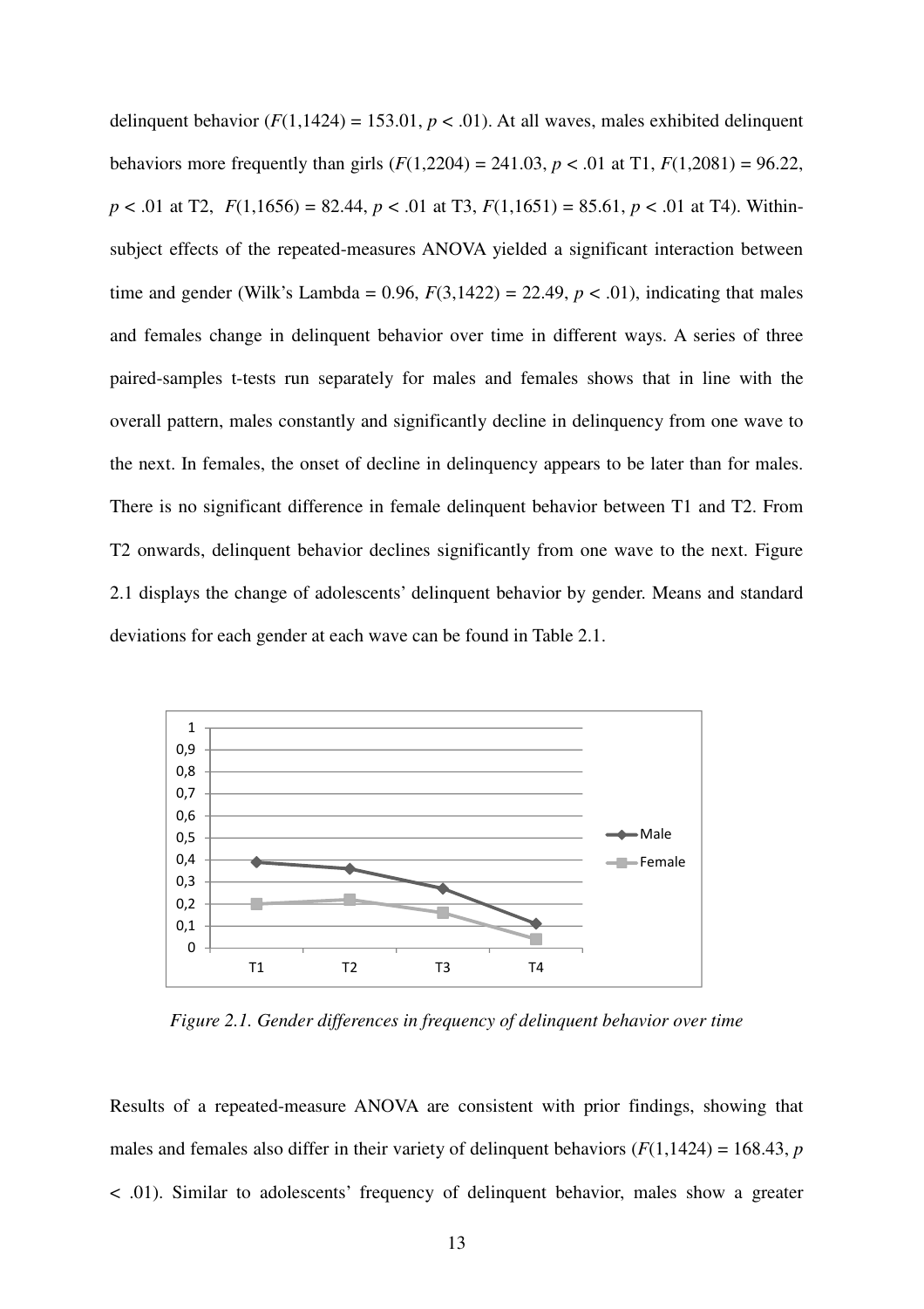delinquent behavior ($F(1,1424) = 153.01$, $p < .01$). At all waves, males exhibited delinquent behaviors more frequently than girls ($F(1,2204) = 241.03$, $p < .01$ at T1, $F(1,2081) = 96.22$, $p < .01$ at T2, $F(1,1656) = 82.44$, $p < .01$ at T3, $F(1,1651) = 85.61$, $p < .01$ at T4). Within-subject effects of the repeated-measures ANOVA yielded a significant interaction between time and gender (Wilk's Lambda = 0.96, $F(3,1422) = 22.49$, $p < .01$), indicating that males and females change in delinquent behavior over time in different ways. A series of three paired-samples t-tests run separately for males and females shows that in line with the overall pattern, males constantly and significantly decline in delinquency from one wave to the next. In females, the onset of decline in delinquency appears to be later than for males. There is no significant difference in female delinquent behavior between T1 and T2. From T2 onwards, delinquent behavior declines significantly from one wave to the next. Figure 2.1 displays the change of adolescents' delinquent behavior by gender. Means and standard deviations for each gender at each wave can be found in Table 2.1.

*Figure 2.1. Gender differences in frequency of delinquent behavior over time*

Results of a repeated-measure ANOVA are consistent with prior findings, showing that males and females also differ in their variety of delinquent behaviors ($F(1,1424) = 168.43$, $p < .01$). Similar to adolescents' frequency of delinquent behavior, males show a greater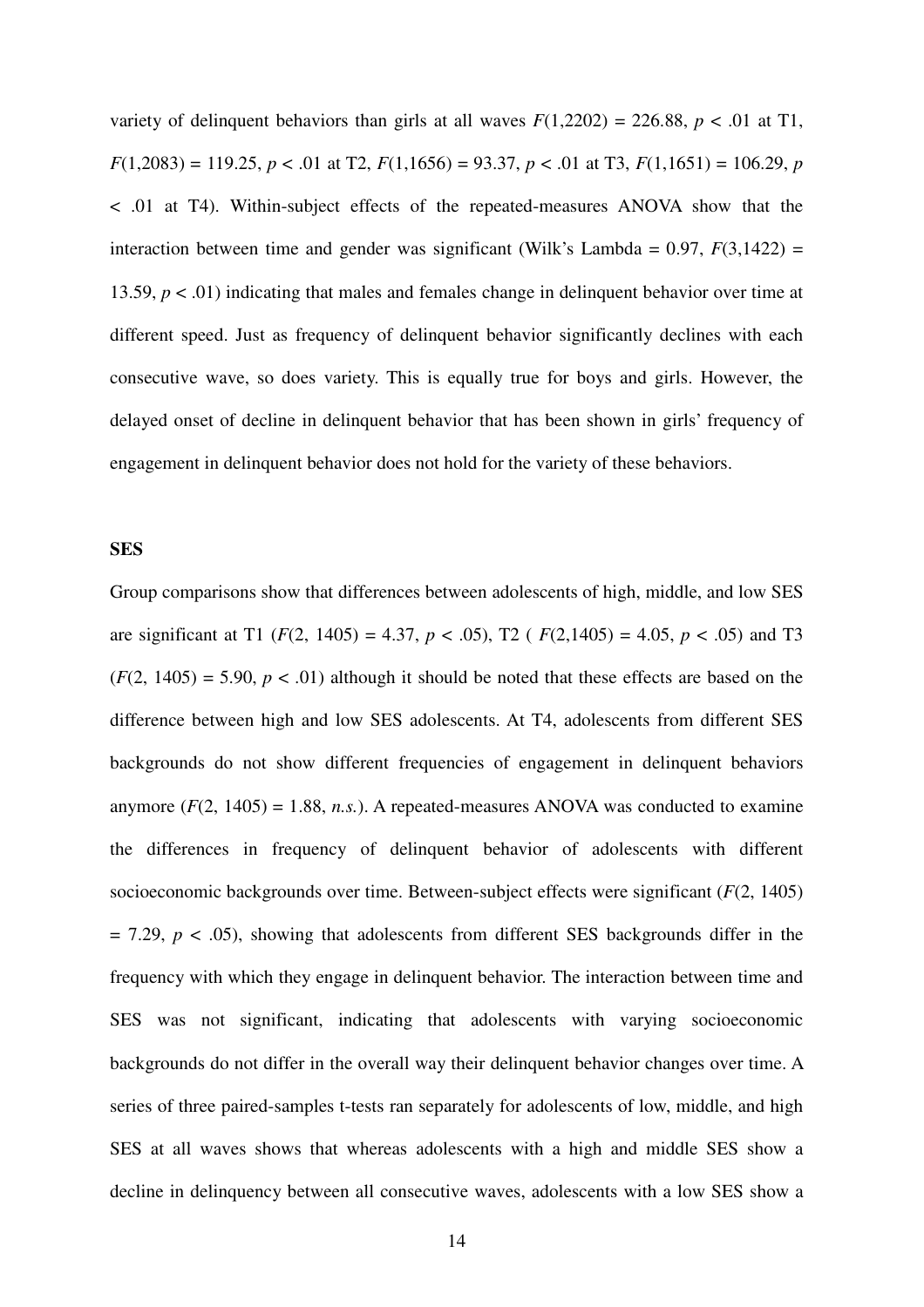variety of delinquent behaviors than girls at all waves $F(1,2202) = 226.88$, $p < .01$ at T1, $F(1,2083) = 119.25$, $p < .01$ at T2, $F(1,1656) = 93.37$, $p < .01$ at T3, $F(1,1651) = 106.29$, $p < .01$ at T4). Within-subject effects of the repeated-measures ANOVA show that the interaction between time and gender was significant (Wilk's Lambda = 0.97, $F(3,1422) = 13.59$, $p < .01$) indicating that males and females change in delinquent behavior over time at different speed. Just as frequency of delinquent behavior significantly declines with each consecutive wave, so does variety. This is equally true for boys and girls. However, the delayed onset of decline in delinquent behavior that has been shown in girls' frequency of engagement in delinquent behavior does not hold for the variety of these behaviors.

**SES**

Group comparisons show that differences between adolescents of high, middle, and low SES are significant at T1 ($F(2, 1405) = 4.37$, $p < .05$), T2 ( $F(2,1405) = 4.05$, $p < .05$) and T3 ($F(2, 1405) = 5.90$, $p < .01$) although it should be noted that these effects are based on the difference between high and low SES adolescents. At T4, adolescents from different SES backgrounds do not show different frequencies of engagement in delinquent behaviors anymore ($F(2, 1405) = 1.88$, *n.s.*). A repeated-measures ANOVA was conducted to examine the differences in frequency of delinquent behavior of adolescents with different socioeconomic backgrounds over time. Between-subject effects were significant ($F(2, 1405) = 7.29$, $p < .05$), showing that adolescents from different SES backgrounds differ in the frequency with which they engage in delinquent behavior. The interaction between time and SES was not significant, indicating that adolescents with varying socioeconomic backgrounds do not differ in the overall way their delinquent behavior changes over time. A series of three paired-samples t-tests ran separately for adolescents of low, middle, and high SES at all waves shows that whereas adolescents with a high and middle SES show a decline in delinquency between all consecutive waves, adolescents with a low SES show a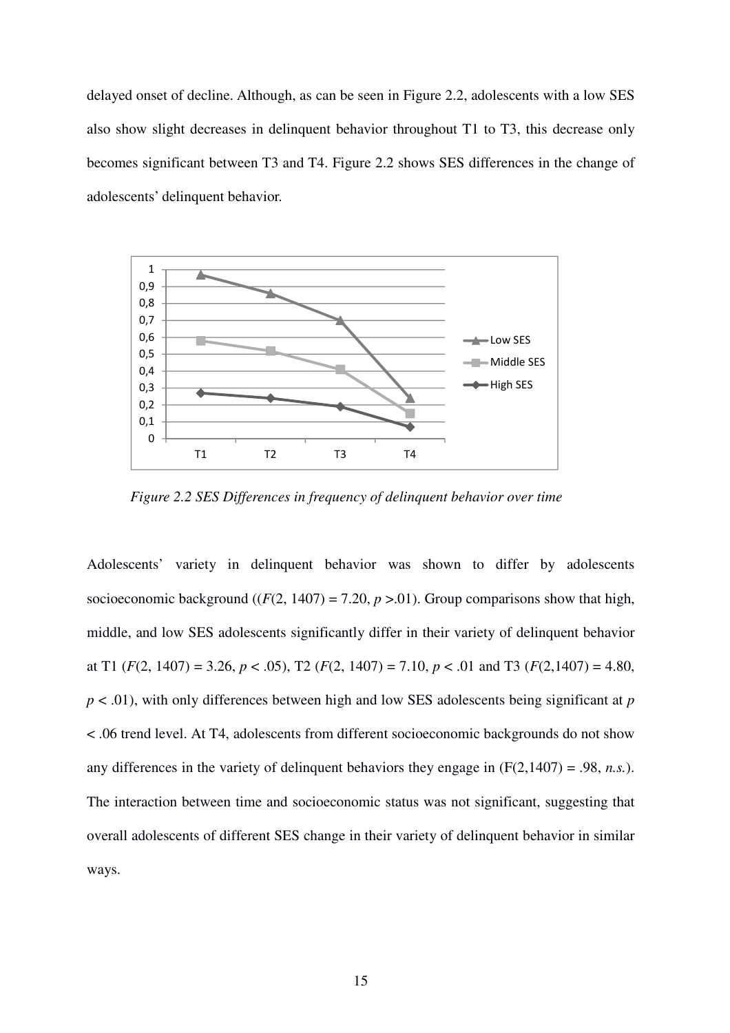delayed onset of decline. Although, as can be seen in Figure 2.2, adolescents with a low SES also show slight decreases in delinquent behavior throughout T1 to T3, this decrease only becomes significant between T3 and T4. Figure 2.2 shows SES differences in the change of adolescents' delinquent behavior.

*Figure 2.2 SES Differences in frequency of delinquent behavior over time*

Adolescents' variety in delinquent behavior was shown to differ by adolescents socioeconomic background (($F(2, 1407) = 7.20$, $p > .01$). Group comparisons show that high, middle, and low SES adolescents significantly differ in their variety of delinquent behavior at T1 ($F(2, 1407) = 3.26$, $p < .05$), T2 ($F(2, 1407) = 7.10$, $p < .01$ and T3 ($F(2,1407) = 4.80$, $p < .01$), with only differences between high and low SES adolescents being significant at $p < .06$ trend level. At T4, adolescents from different socioeconomic backgrounds do not show any differences in the variety of delinquent behaviors they engage in ($F(2,1407) = .98$, *n.s.*). The interaction between time and socioeconomic status was not significant, suggesting that overall adolescents of different SES change in their variety of delinquent behavior in similar ways.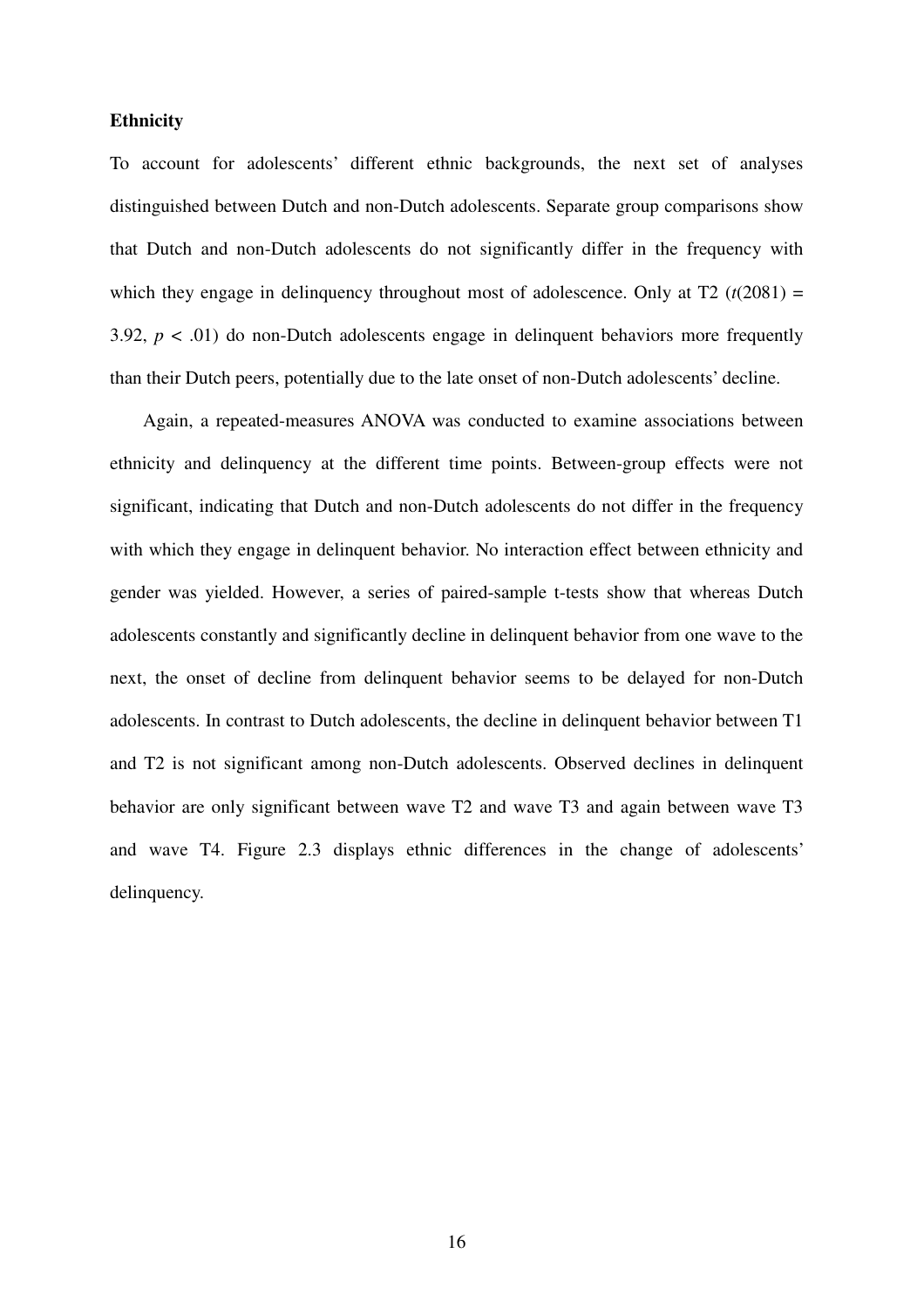**Ethnicity**

To account for adolescents' different ethnic backgrounds, the next set of analyses distinguished between Dutch and non-Dutch adolescents. Separate group comparisons show that Dutch and non-Dutch adolescents do not significantly differ in the frequency with which they engage in delinquency throughout most of adolescence. Only at T2 ($t(2081) = 3.92$, $p < .01$) do non-Dutch adolescents engage in delinquent behaviors more frequently than their Dutch peers, potentially due to the late onset of non-Dutch adolescents' decline.

Again, a repeated-measures ANOVA was conducted to examine associations between ethnicity and delinquency at the different time points. Between-group effects were not significant, indicating that Dutch and non-Dutch adolescents do not differ in the frequency with which they engage in delinquent behavior. No interaction effect between ethnicity and gender was yielded. However, a series of paired-sample t-tests show that whereas Dutch adolescents constantly and significantly decline in delinquent behavior from one wave to the next, the onset of decline from delinquent behavior seems to be delayed for non-Dutch adolescents. In contrast to Dutch adolescents, the decline in delinquent behavior between T1 and T2 is not significant among non-Dutch adolescents. Observed declines in delinquent behavior are only significant between wave T2 and wave T3 and again between wave T3 and wave T4. Figure 2.3 displays ethnic differences in the change of adolescents' delinquency.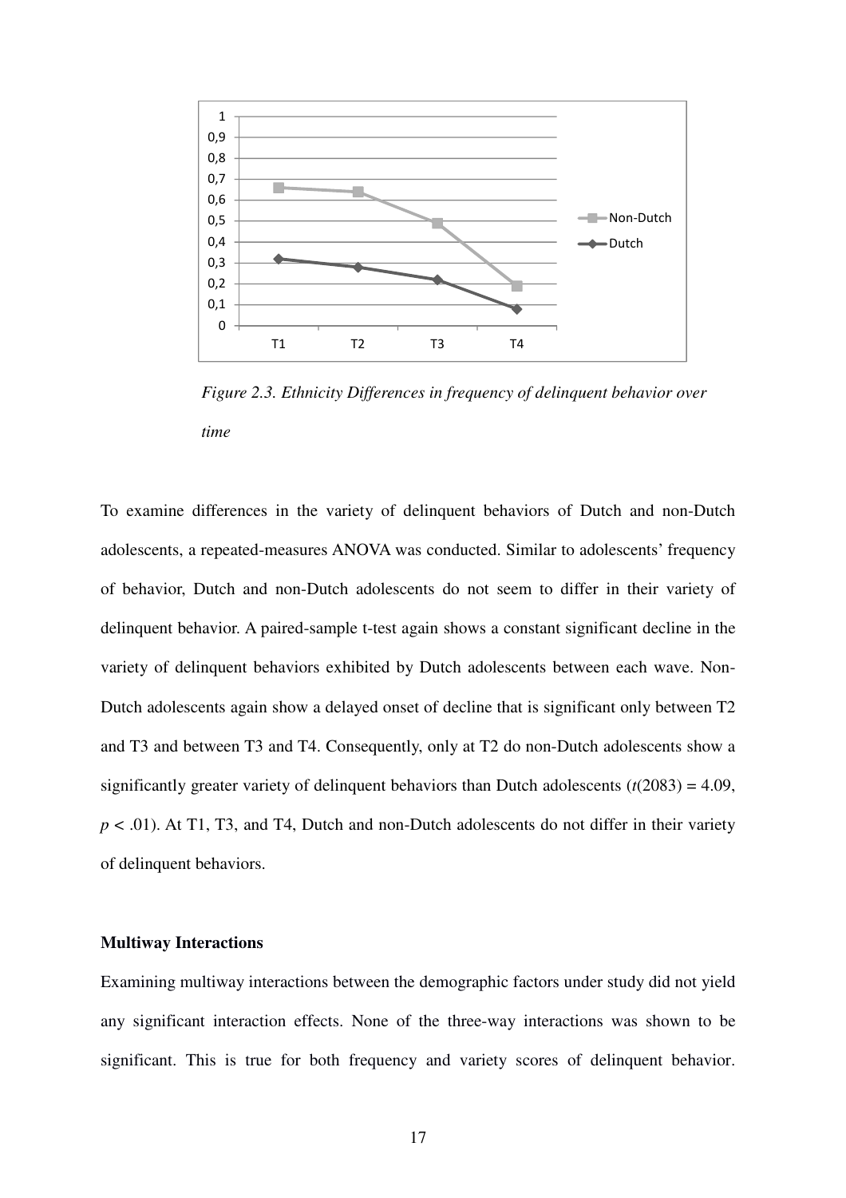*Figure 2.3. Ethnicity Differences in frequency of delinquent behavior over time*

To examine differences in the variety of delinquent behaviors of Dutch and non-Dutch adolescents, a repeated-measures ANOVA was conducted. Similar to adolescents' frequency of behavior, Dutch and non-Dutch adolescents do not seem to differ in their variety of delinquent behavior. A paired-sample t-test again shows a constant significant decline in the variety of delinquent behaviors exhibited by Dutch adolescents between each wave. Non-Dutch adolescents again show a delayed onset of decline that is significant only between T2 and T3 and between T3 and T4. Consequently, only at T2 do non-Dutch adolescents show a significantly greater variety of delinquent behaviors than Dutch adolescents ($t(2083) = 4.09$, $p < .01$). At T1, T3, and T4, Dutch and non-Dutch adolescents do not differ in their variety of delinquent behaviors.

**Multiway Interactions**

Examining multiway interactions between the demographic factors under study did not yield any significant interaction effects. None of the three-way interactions was shown to be significant. This is true for both frequency and variety scores of delinquent behavior.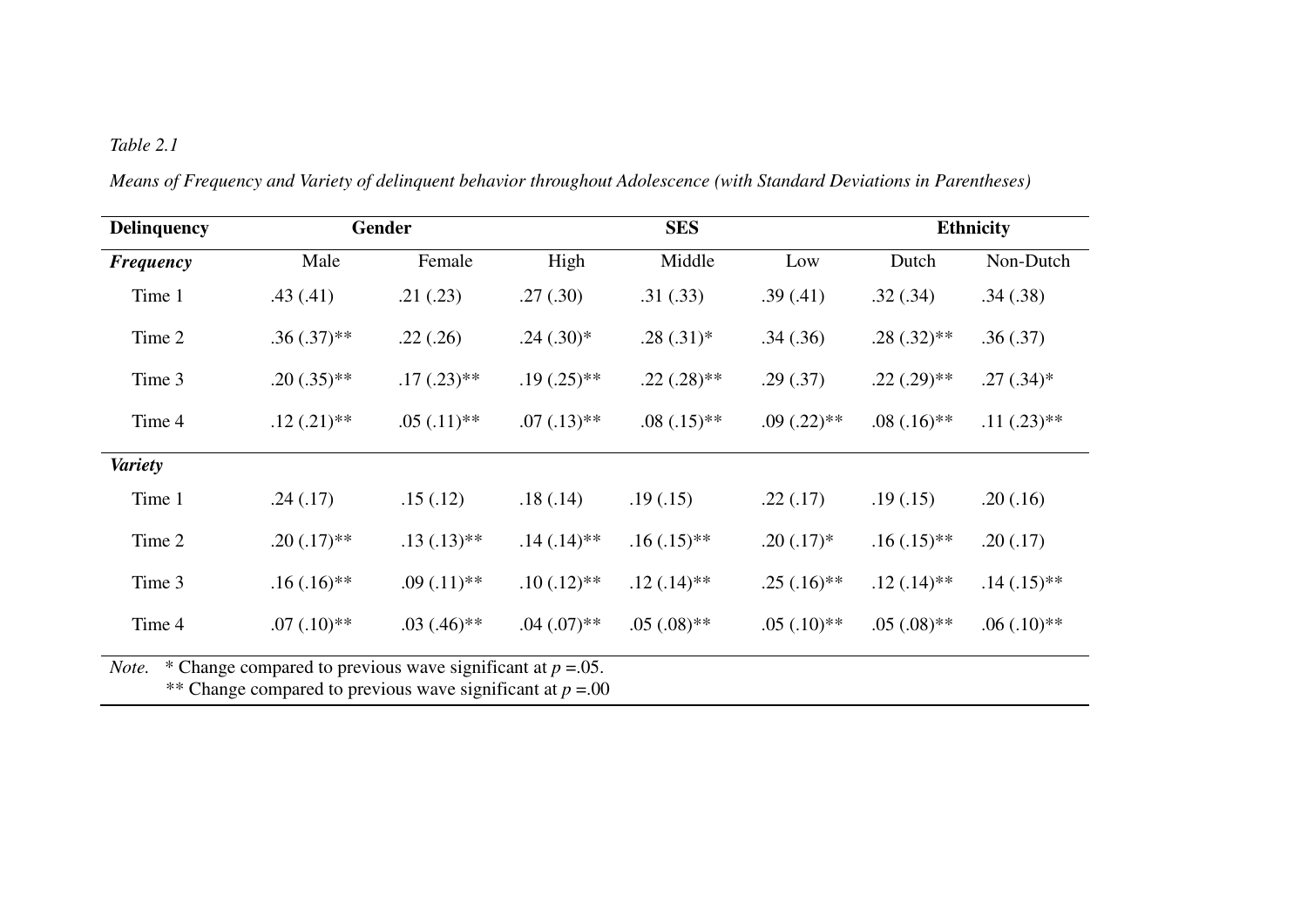*Table 2.1*

*Means of Frequency and Variety of delinquent behavior throughout Adolescence (with Standard Deviations in Parentheses)*

| **Delinquency** | **Gender** | | **SES** | | | **Ethnicity** | |
|---|---|---|---|---|---|---|---|
| ***Frequency*** | Male | Female | High | Middle | Low | Dutch | Non-Dutch |
| Time 1 | .43 (.41) | .21 (.23) | .27 (.30) | .31 (.33) | .39 (.41) | .32 (.34) | .34 (.38) |
| Time 2 | .36 (.37)** | .22 (.26) | .24 (.30)* | .28 (.31)* | .34 (.36) | .28 (.32)** | .36 (.37) |
| Time 3 | .20 (.35)** | .17 (.23)** | .19 (.25)** | .22 (.28)** | .29 (.37) | .22 (.29)** | .27 (.34)* |
| Time 4 | .12 (.21)** | .05 (.11)** | .07 (.13)** | .08 (.15)** | .09 (.22)** | .08 (.16)** | .11 (.23)** |
| ***Variety*** | | | | | | | |
| Time 1 | .24 (.17) | .15 (.12) | .18 (.14) | .19 (.15) | .22 (.17) | .19 (.15) | .20 (.16) |
| Time 2 | .20 (.17)** | .13 (.13)** | .14 (.14)** | .16 (.15)** | .20 (.17)* | .16 (.15)** | .20 (.17) |
| Time 3 | .16 (.16)** | .09 (.11)** | .10 (.12)** | .12 (.14)** | .25 (.16)** | .12 (.14)** | .14 (.15)** |
| Time 4 | .07 (.10)** | .03 (.46)** | .04 (.07)** | .05 (.08)** | .05 (.10)** | .05 (.08)** | .06 (.10)** |

*Note.* * Change compared to previous wave significant at $p$ =.05.
** Change compared to previous wave significant at $p$ =.00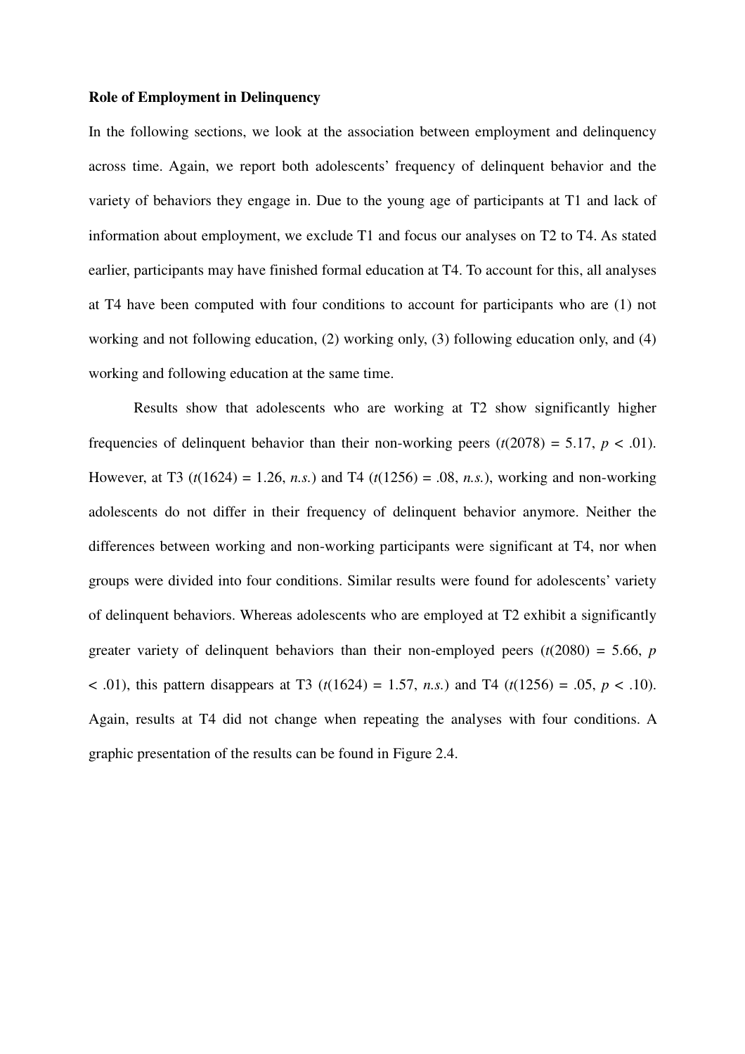**Role of Employment in Delinquency**

In the following sections, we look at the association between employment and delinquency across time. Again, we report both adolescents' frequency of delinquent behavior and the variety of behaviors they engage in. Due to the young age of participants at T1 and lack of information about employment, we exclude T1 and focus our analyses on T2 to T4. As stated earlier, participants may have finished formal education at T4. To account for this, all analyses at T4 have been computed with four conditions to account for participants who are (1) not working and not following education, (2) working only, (3) following education only, and (4) working and following education at the same time.

Results show that adolescents who are working at T2 show significantly higher frequencies of delinquent behavior than their non-working peers ($t(2078) = 5.17$, $p < .01$). However, at T3 ($t(1624) = 1.26$, *n.s.*) and T4 ($t(1256) = .08$, *n.s.*), working and non-working adolescents do not differ in their frequency of delinquent behavior anymore. Neither the differences between working and non-working participants were significant at T4, nor when groups were divided into four conditions. Similar results were found for adolescents' variety of delinquent behaviors. Whereas adolescents who are employed at T2 exhibit a significantly greater variety of delinquent behaviors than their non-employed peers ($t(2080) = 5.66$, $p < .01$), this pattern disappears at T3 ($t(1624) = 1.57$, *n.s.*) and T4 ($t(1256) = .05$, $p < .10$). Again, results at T4 did not change when repeating the analyses with four conditions. A graphic presentation of the results can be found in Figure 2.4.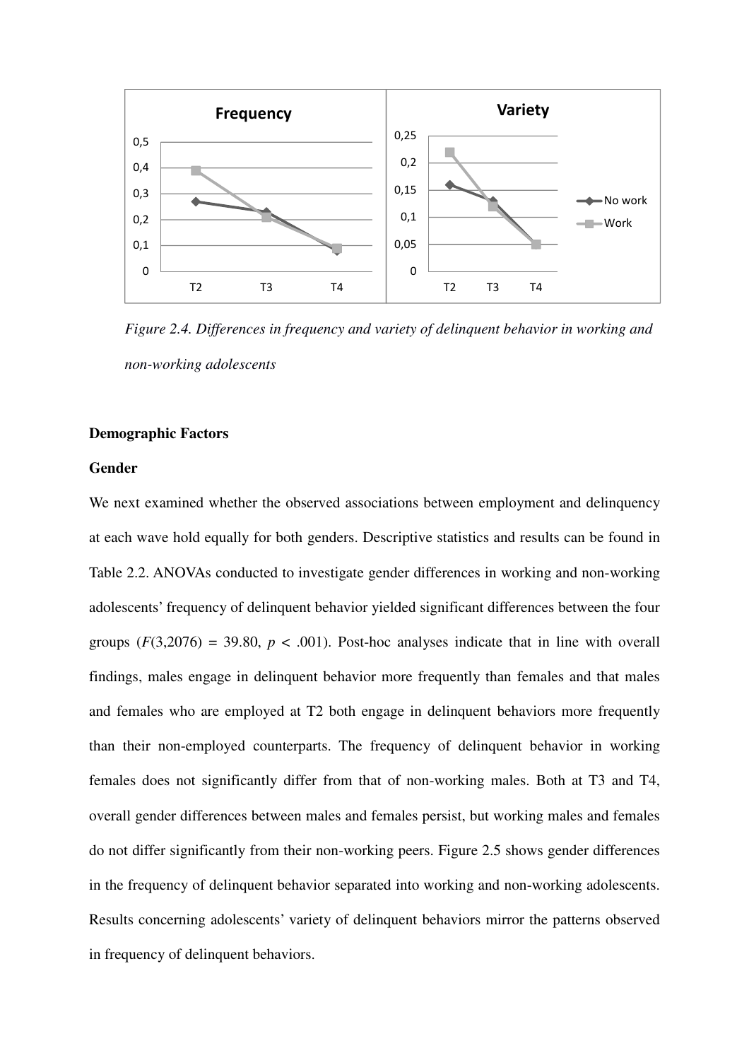*Figure 2.4. Differences in frequency and variety of delinquent behavior in working and non-working adolescents*

**Demographic Factors**

**Gender**

We next examined whether the observed associations between employment and delinquency at each wave hold equally for both genders. Descriptive statistics and results can be found in Table 2.2. ANOVAs conducted to investigate gender differences in working and non-working adolescents' frequency of delinquent behavior yielded significant differences between the four groups ($F(3,2076) = 39.80$, $p < .001$). Post-hoc analyses indicate that in line with overall findings, males engage in delinquent behavior more frequently than females and that males and females who are employed at T2 both engage in delinquent behaviors more frequently than their non-employed counterparts. The frequency of delinquent behavior in working females does not significantly differ from that of non-working males. Both at T3 and T4, overall gender differences between males and females persist, but working males and females do not differ significantly from their non-working peers. Figure 2.5 shows gender differences in the frequency of delinquent behavior separated into working and non-working adolescents. Results concerning adolescents' variety of delinquent behaviors mirror the patterns observed in frequency of delinquent behaviors.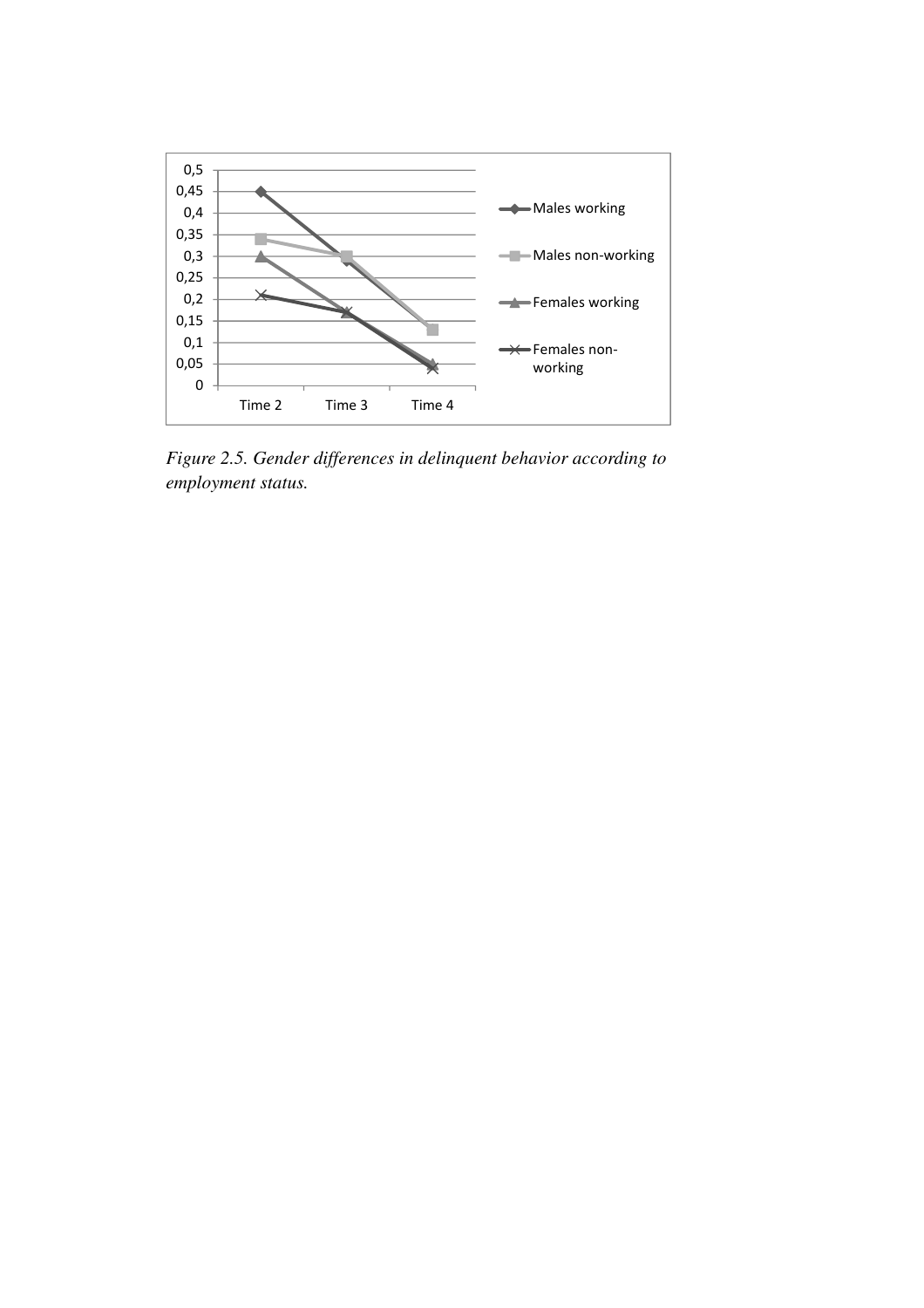*Figure 2.5. Gender differences in delinquent behavior according to employment status.*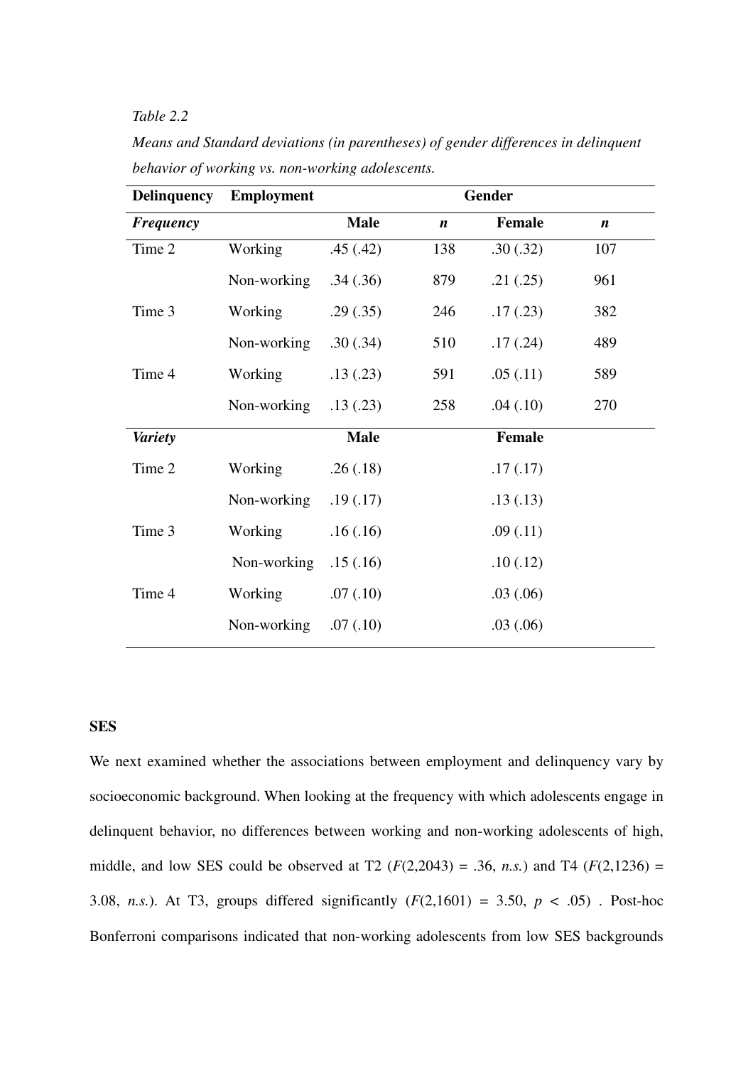*Table 2.2*

*Means and Standard deviations (in parentheses) of gender differences in delinquent behavior of working vs. non-working adolescents.*

| **Delinquency** | **Employment** | **Gender** | | | |
|---|---|---|---|---|---|
| ***Frequency*** | | **Male** | ***n*** | **Female** | ***n*** |
| Time 2 | Working | .45 (.42) | 138 | .30 (.32) | 107 |
| | Non-working | .34 (.36) | 879 | .21 (.25) | 961 |
| Time 3 | Working | .29 (.35) | 246 | .17 (.23) | 382 |
| | Non-working | .30 (.34) | 510 | .17 (.24) | 489 |
| Time 4 | Working | .13 (.23) | 591 | .05 (.11) | 589 |
| | Non-working | .13 (.23) | 258 | .04 (.10) | 270 |
| ***Variety*** | | **Male** | | **Female** | |
| Time 2 | Working | .26 (.18) | | .17 (.17) | |
| | Non-working | .19 (.17) | | .13 (.13) | |
| Time 3 | Working | .16 (.16) | | .09 (.11) | |
| | Non-working | .15 (.16) | | .10 (.12) | |
| Time 4 | Working | .07 (.10) | | .03 (.06) | |
| | Non-working | .07 (.10) | | .03 (.06) | |

**SES**

We next examined whether the associations between employment and delinquency vary by socioeconomic background. When looking at the frequency with which adolescents engage in delinquent behavior, no differences between working and non-working adolescents of high, middle, and low SES could be observed at T2 ($F(2,2043) = .36$, *n.s.*) and T4 ($F(2,1236) = 3.08$, *n.s.*). At T3, groups differed significantly ($F(2,1601) = 3.50$, $p < .05$) . Post-hoc Bonferroni comparisons indicated that non-working adolescents from low SES backgrounds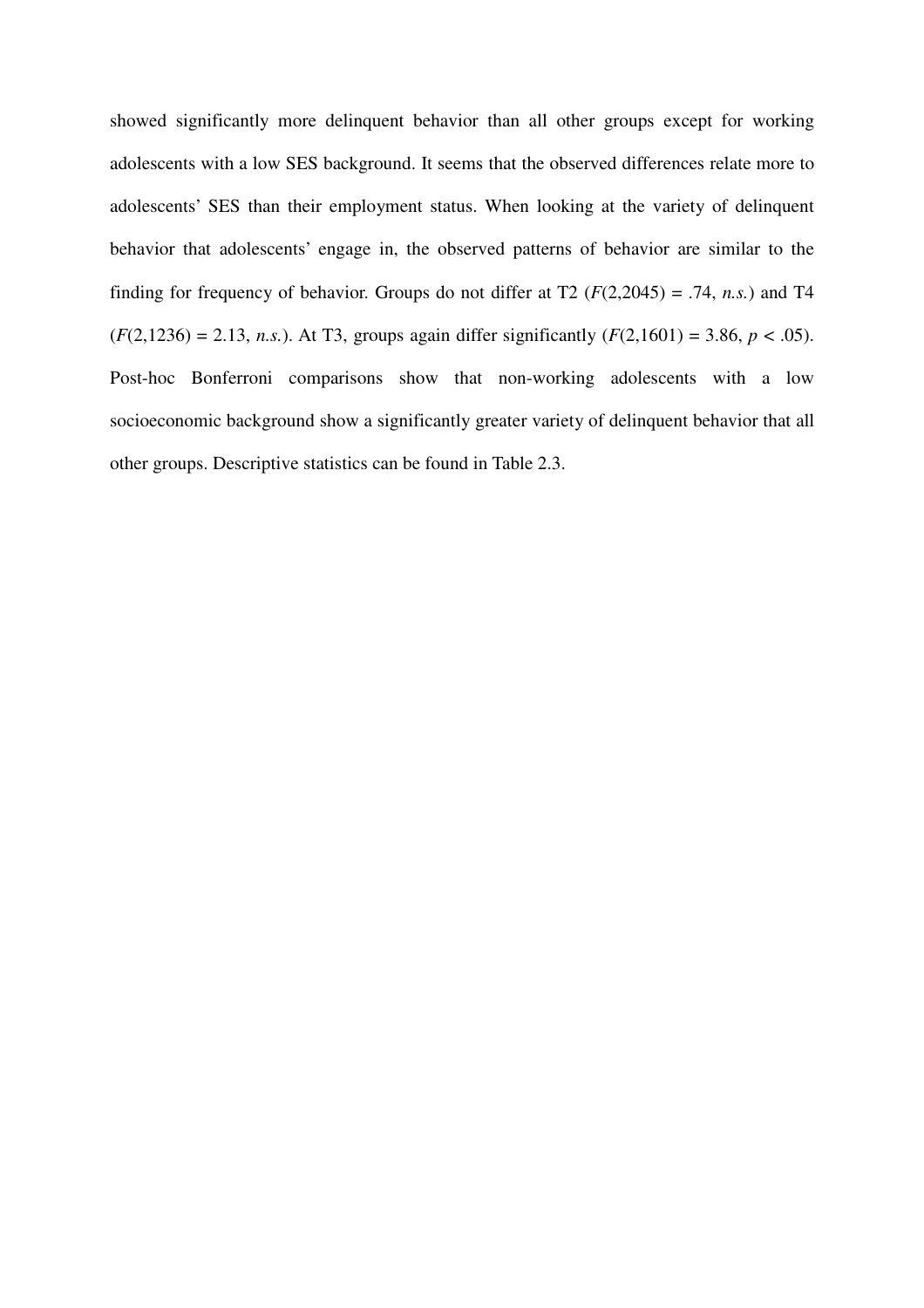showed significantly more delinquent behavior than all other groups except for working adolescents with a low SES background. It seems that the observed differences relate more to adolescents' SES than their employment status. When looking at the variety of delinquent behavior that adolescents' engage in, the observed patterns of behavior are similar to the finding for frequency of behavior. Groups do not differ at T2 ($F(2,2045) = .74$, *n.s.*) and T4 ($F(2,1236) = 2.13$, *n.s.*). At T3, groups again differ significantly ($F(2,1601) = 3.86$, $p < .05$). Post-hoc Bonferroni comparisons show that non-working adolescents with a low socioeconomic background show a significantly greater variety of delinquent behavior that all other groups. Descriptive statistics can be found in Table 2.3.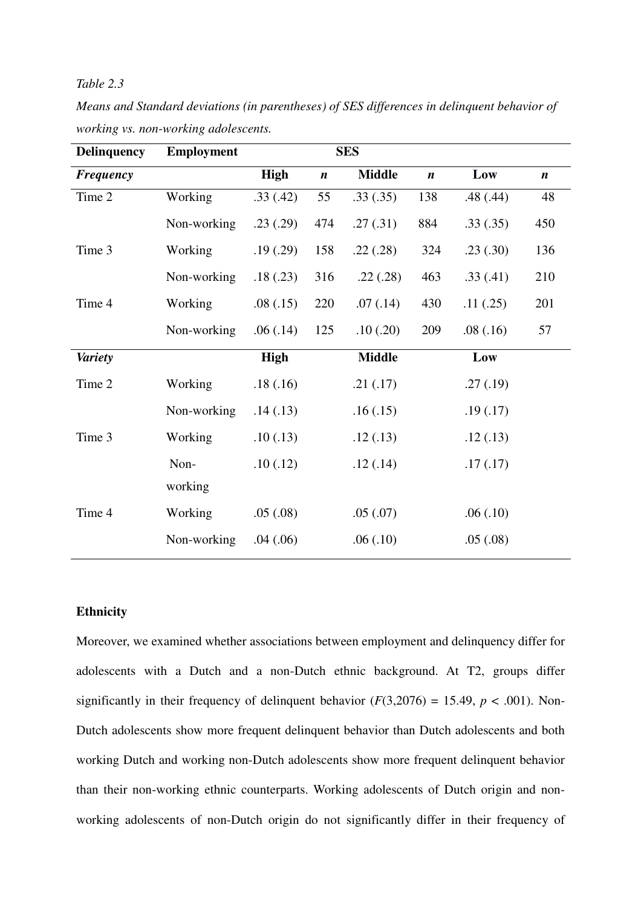*Table 2.3*

*Means and Standard deviations (in parentheses) of SES differences in delinquent behavior of working vs. non-working adolescents.*

| Delinquency | Employment | SES | | | | | |
|---|---|---|---|---|---|---|---|
| ***Frequency*** | | **High** | ***n*** | **Middle** | ***n*** | **Low** | ***n*** |
| Time 2 | Working | .33 (.42) | 55 | .33 (.35) | 138 | .48 (.44) | 48 |
| | Non-working | .23 (.29) | 474 | .27 (.31) | 884 | .33 (.35) | 450 |
| Time 3 | Working | .19 (.29) | 158 | .22 (.28) | 324 | .23 (.30) | 136 |
| | Non-working | .18 (.23) | 316 | .22 (.28) | 463 | .33 (.41) | 210 |
| Time 4 | Working | .08 (.15) | 220 | .07 (.14) | 430 | .11 (.25) | 201 |
| | Non-working | .06 (.14) | 125 | .10 (.20) | 209 | .08 (.16) | 57 |
| ***Variety*** | | **High** | | **Middle** | | **Low** | |
| Time 2 | Working | .18 (.16) | | .21 (.17) | | .27 (.19) | |
| | Non-working | .14 (.13) | | .16 (.15) | | .19 (.17) | |
| Time 3 | Working | .10 (.13) | | .12 (.13) | | .12 (.13) | |
| | Non-working | .10 (.12) | | .12 (.14) | | .17 (.17) | |
| Time 4 | Working | .05 (.08) | | .05 (.07) | | .06 (.10) | |
| | Non-working | .04 (.06) | | .06 (.10) | | .05 (.08) | |

**Ethnicity**

Moreover, we examined whether associations between employment and delinquency differ for adolescents with a Dutch and a non-Dutch ethnic background. At T2, groups differ significantly in their frequency of delinquent behavior ($F(3,2076) = 15.49$, $p < .001$). Non-Dutch adolescents show more frequent delinquent behavior than Dutch adolescents and both working Dutch and working non-Dutch adolescents show more frequent delinquent behavior than their non-working ethnic counterparts. Working adolescents of Dutch origin and non-working adolescents of non-Dutch origin do not significantly differ in their frequency of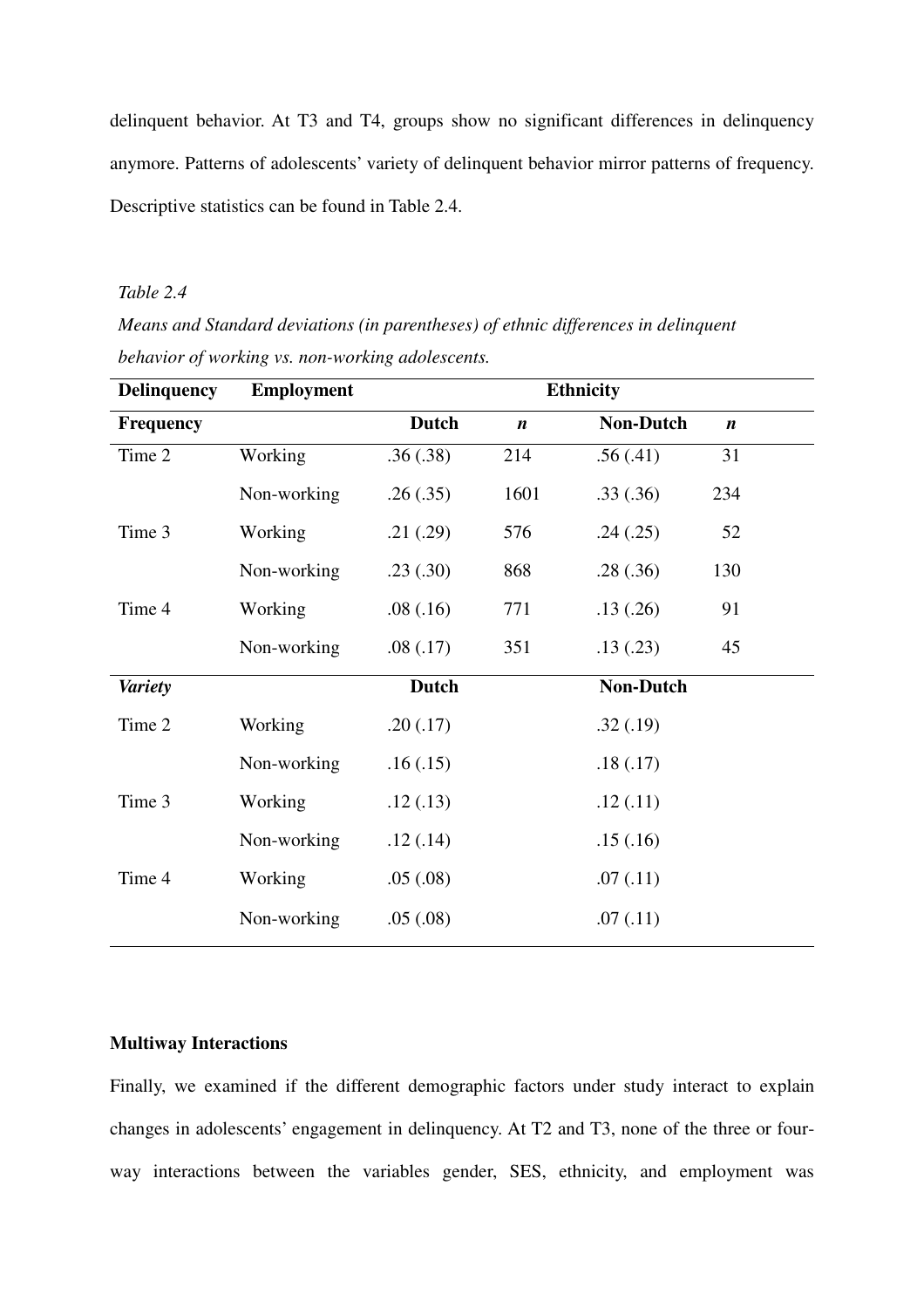delinquent behavior. At T3 and T4, groups show no significant differences in delinquency anymore. Patterns of adolescents' variety of delinquent behavior mirror patterns of frequency. Descriptive statistics can be found in Table 2.4.

*Table 2.4*

*Means and Standard deviations (in parentheses) of ethnic differences in delinquent behavior of working vs. non-working adolescents.*

| **Delinquency** | **Employment** | **Ethnicity** | | | |
|---|---|---|---|---|---|
| **Frequency** | | **Dutch** | ***n*** | **Non-Dutch** | ***n*** |
| Time 2 | Working | .36 (.38) | 214 | .56 (.41) | 31 |
| | Non-working | .26 (.35) | 1601 | .33 (.36) | 234 |
| Time 3 | Working | .21 (.29) | 576 | .24 (.25) | 52 |
| | Non-working | .23 (.30) | 868 | .28 (.36) | 130 |
| Time 4 | Working | .08 (.16) | 771 | .13 (.26) | 91 |
| | Non-working | .08 (.17) | 351 | .13 (.23) | 45 |
| ***Variety*** | | **Dutch** | | **Non-Dutch** | |
| Time 2 | Working | .20 (.17) | | .32 (.19) | |
| | Non-working | .16 (.15) | | .18 (.17) | |
| Time 3 | Working | .12 (.13) | | .12 (.11) | |
| | Non-working | .12 (.14) | | .15 (.16) | |
| Time 4 | Working | .05 (.08) | | .07 (.11) | |
| | Non-working | .05 (.08) | | .07 (.11) | |

**Multiway Interactions**

Finally, we examined if the different demographic factors under study interact to explain changes in adolescents' engagement in delinquency. At T2 and T3, none of the three or four-way interactions between the variables gender, SES, ethnicity, and employment was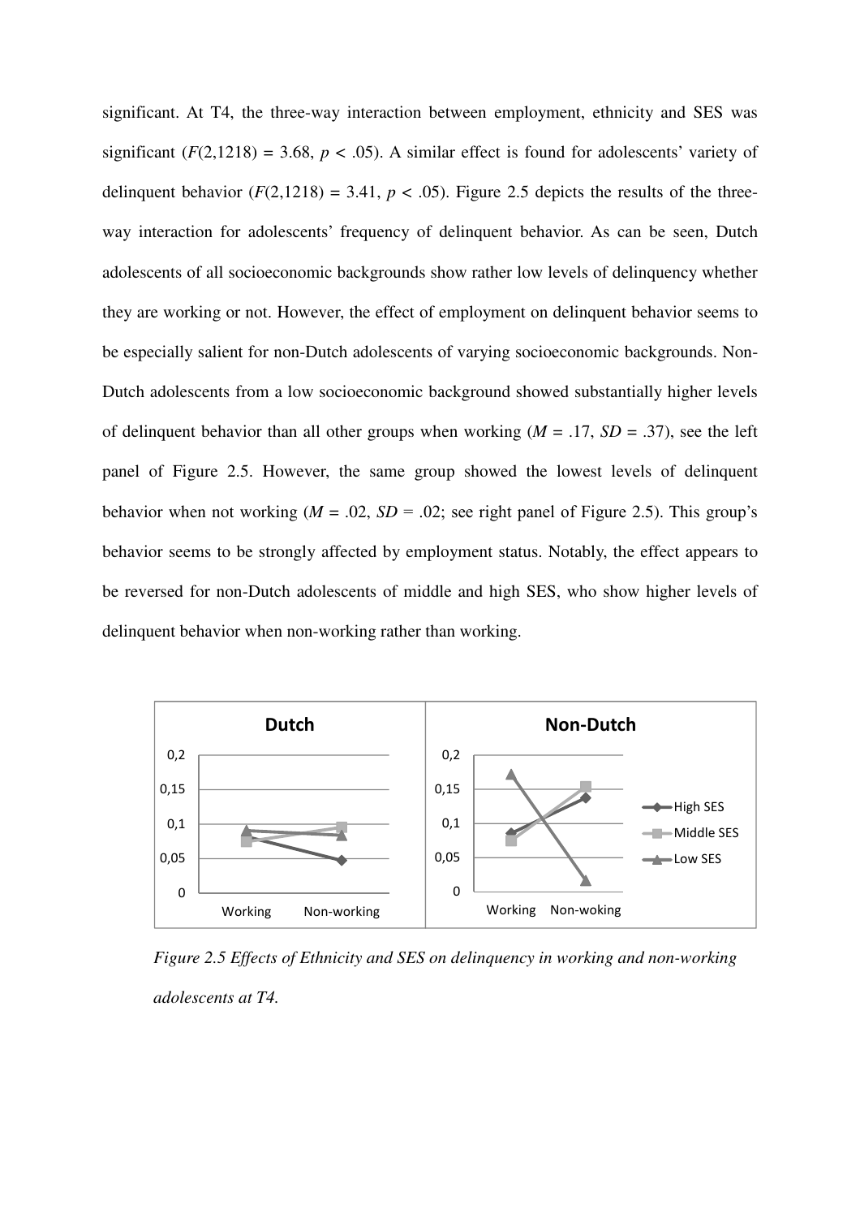significant. At T4, the three-way interaction between employment, ethnicity and SES was significant ($F(2,1218) = 3.68$, $p < .05$). A similar effect is found for adolescents' variety of delinquent behavior ($F(2,1218) = 3.41$, $p < .05$). Figure 2.5 depicts the results of the three-way interaction for adolescents' frequency of delinquent behavior. As can be seen, Dutch adolescents of all socioeconomic backgrounds show rather low levels of delinquency whether they are working or not. However, the effect of employment on delinquent behavior seems to be especially salient for non-Dutch adolescents of varying socioeconomic backgrounds. Non-Dutch adolescents from a low socioeconomic background showed substantially higher levels of delinquent behavior than all other groups when working ($M = .17$, $SD = .37$), see the left panel of Figure 2.5. However, the same group showed the lowest levels of delinquent behavior when not working ($M = .02$, $SD = .02$; see right panel of Figure 2.5). This group's behavior seems to be strongly affected by employment status. Notably, the effect appears to be reversed for non-Dutch adolescents of middle and high SES, who show higher levels of delinquent behavior when non-working rather than working.

*Figure 2.5 Effects of Ethnicity and SES on delinquency in working and non-working adolescents at T4.*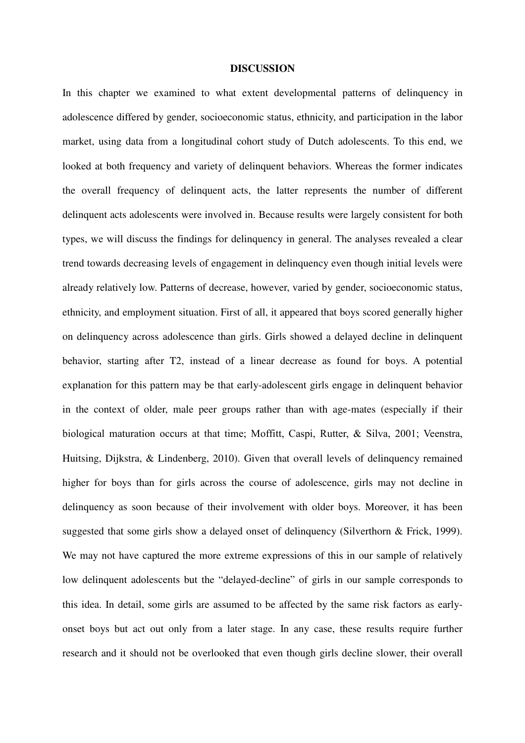## DISCUSSION

In this chapter we examined to what extent developmental patterns of delinquency in adolescence differed by gender, socioeconomic status, ethnicity, and participation in the labor market, using data from a longitudinal cohort study of Dutch adolescents. To this end, we looked at both frequency and variety of delinquent behaviors. Whereas the former indicates the overall frequency of delinquent acts, the latter represents the number of different delinquent acts adolescents were involved in. Because results were largely consistent for both types, we will discuss the findings for delinquency in general. The analyses revealed a clear trend towards decreasing levels of engagement in delinquency even though initial levels were already relatively low. Patterns of decrease, however, varied by gender, socioeconomic status, ethnicity, and employment situation. First of all, it appeared that boys scored generally higher on delinquency across adolescence than girls. Girls showed a delayed decline in delinquent behavior, starting after T2, instead of a linear decrease as found for boys. A potential explanation for this pattern may be that early-adolescent girls engage in delinquent behavior in the context of older, male peer groups rather than with age-mates (especially if their biological maturation occurs at that time; Moffitt, Caspi, Rutter, & Silva, 2001; Veenstra, Huitsing, Dijkstra, & Lindenberg, 2010). Given that overall levels of delinquency remained higher for boys than for girls across the course of adolescence, girls may not decline in delinquency as soon because of their involvement with older boys. Moreover, it has been suggested that some girls show a delayed onset of delinquency (Silverthorn & Frick, 1999). We may not have captured the more extreme expressions of this in our sample of relatively low delinquent adolescents but the "delayed-decline" of girls in our sample corresponds to this idea. In detail, some girls are assumed to be affected by the same risk factors as early-onset boys but act out only from a later stage. In any case, these results require further research and it should not be overlooked that even though girls decline slower, their overall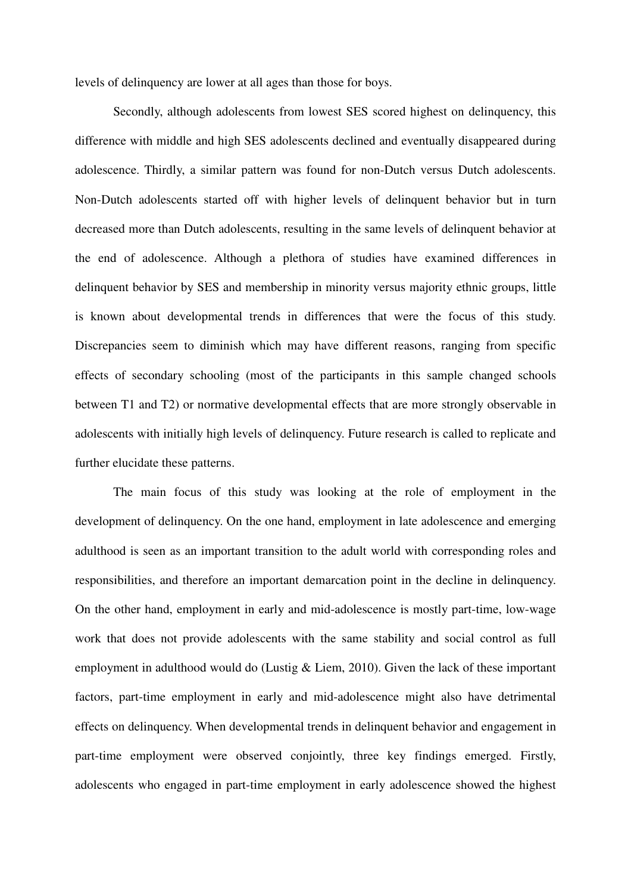levels of delinquency are lower at all ages than those for boys.

Secondly, although adolescents from lowest SES scored highest on delinquency, this difference with middle and high SES adolescents declined and eventually disappeared during adolescence. Thirdly, a similar pattern was found for non-Dutch versus Dutch adolescents. Non-Dutch adolescents started off with higher levels of delinquent behavior but in turn decreased more than Dutch adolescents, resulting in the same levels of delinquent behavior at the end of adolescence. Although a plethora of studies have examined differences in delinquent behavior by SES and membership in minority versus majority ethnic groups, little is known about developmental trends in differences that were the focus of this study. Discrepancies seem to diminish which may have different reasons, ranging from specific effects of secondary schooling (most of the participants in this sample changed schools between T1 and T2) or normative developmental effects that are more strongly observable in adolescents with initially high levels of delinquency. Future research is called to replicate and further elucidate these patterns.

The main focus of this study was looking at the role of employment in the development of delinquency. On the one hand, employment in late adolescence and emerging adulthood is seen as an important transition to the adult world with corresponding roles and responsibilities, and therefore an important demarcation point in the decline in delinquency. On the other hand, employment in early and mid-adolescence is mostly part-time, low-wage work that does not provide adolescents with the same stability and social control as full employment in adulthood would do (Lustig & Liem, 2010). Given the lack of these important factors, part-time employment in early and mid-adolescence might also have detrimental effects on delinquency. When developmental trends in delinquent behavior and engagement in part-time employment were observed conjointly, three key findings emerged. Firstly, adolescents who engaged in part-time employment in early adolescence showed the highest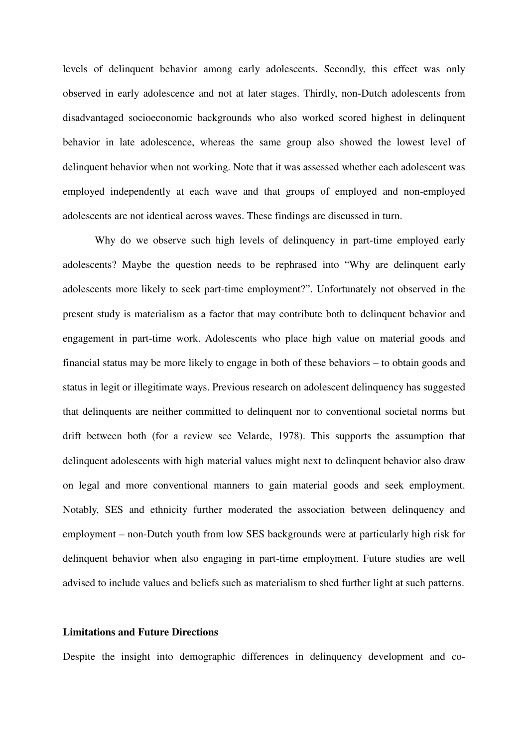levels of delinquent behavior among early adolescents. Secondly, this effect was only observed in early adolescence and not at later stages. Thirdly, non-Dutch adolescents from disadvantaged socioeconomic backgrounds who also worked scored highest in delinquent behavior in late adolescence, whereas the same group also showed the lowest level of delinquent behavior when not working. Note that it was assessed whether each adolescent was employed independently at each wave and that groups of employed and non-employed adolescents are not identical across waves. These findings are discussed in turn.

Why do we observe such high levels of delinquency in part-time employed early adolescents? Maybe the question needs to be rephrased into "Why are delinquent early adolescents more likely to seek part-time employment?". Unfortunately not observed in the present study is materialism as a factor that may contribute both to delinquent behavior and engagement in part-time work. Adolescents who place high value on material goods and financial status may be more likely to engage in both of these behaviors – to obtain goods and status in legit or illegitimate ways. Previous research on adolescent delinquency has suggested that delinquents are neither committed to delinquent nor to conventional societal norms but drift between both (for a review see Velarde, 1978). This supports the assumption that delinquent adolescents with high material values might next to delinquent behavior also draw on legal and more conventional manners to gain material goods and seek employment. Notably, SES and ethnicity further moderated the association between delinquency and employment – non-Dutch youth from low SES backgrounds were at particularly high risk for delinquent behavior when also engaging in part-time employment. Future studies are well advised to include values and beliefs such as materialism to shed further light at such patterns.

**Limitations and Future Directions**

Despite the insight into demographic differences in delinquency development and co-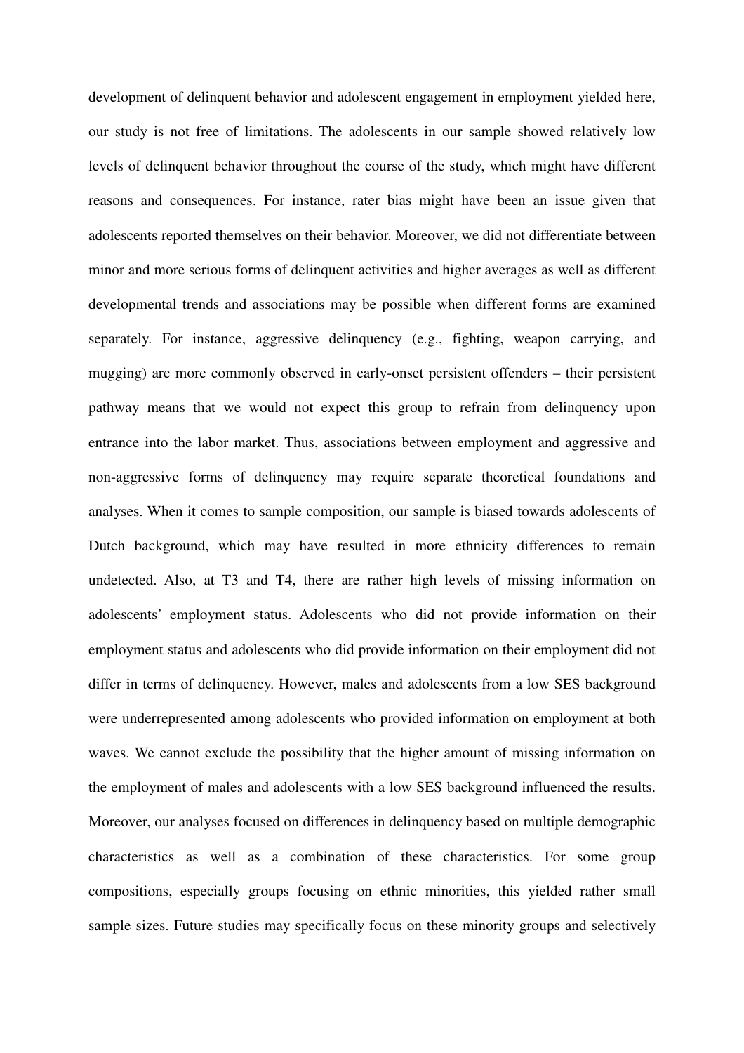development of delinquent behavior and adolescent engagement in employment yielded here, our study is not free of limitations. The adolescents in our sample showed relatively low levels of delinquent behavior throughout the course of the study, which might have different reasons and consequences. For instance, rater bias might have been an issue given that adolescents reported themselves on their behavior. Moreover, we did not differentiate between minor and more serious forms of delinquent activities and higher averages as well as different developmental trends and associations may be possible when different forms are examined separately. For instance, aggressive delinquency (e.g., fighting, weapon carrying, and mugging) are more commonly observed in early-onset persistent offenders – their persistent pathway means that we would not expect this group to refrain from delinquency upon entrance into the labor market. Thus, associations between employment and aggressive and non-aggressive forms of delinquency may require separate theoretical foundations and analyses. When it comes to sample composition, our sample is biased towards adolescents of Dutch background, which may have resulted in more ethnicity differences to remain undetected. Also, at T3 and T4, there are rather high levels of missing information on adolescents' employment status. Adolescents who did not provide information on their employment status and adolescents who did provide information on their employment did not differ in terms of delinquency. However, males and adolescents from a low SES background were underrepresented among adolescents who provided information on employment at both waves. We cannot exclude the possibility that the higher amount of missing information on the employment of males and adolescents with a low SES background influenced the results. Moreover, our analyses focused on differences in delinquency based on multiple demographic characteristics as well as a combination of these characteristics. For some group compositions, especially groups focusing on ethnic minorities, this yielded rather small sample sizes. Future studies may specifically focus on these minority groups and selectively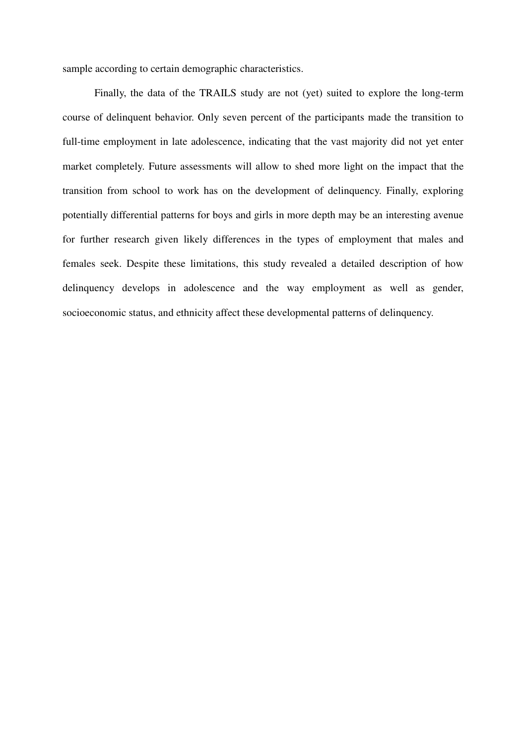sample according to certain demographic characteristics.

Finally, the data of the TRAILS study are not (yet) suited to explore the long-term course of delinquent behavior. Only seven percent of the participants made the transition to full-time employment in late adolescence, indicating that the vast majority did not yet enter market completely. Future assessments will allow to shed more light on the impact that the transition from school to work has on the development of delinquency. Finally, exploring potentially differential patterns for boys and girls in more depth may be an interesting avenue for further research given likely differences in the types of employment that males and females seek. Despite these limitations, this study revealed a detailed description of how delinquency develops in adolescence and the way employment as well as gender, socioeconomic status, and ethnicity affect these developmental patterns of delinquency.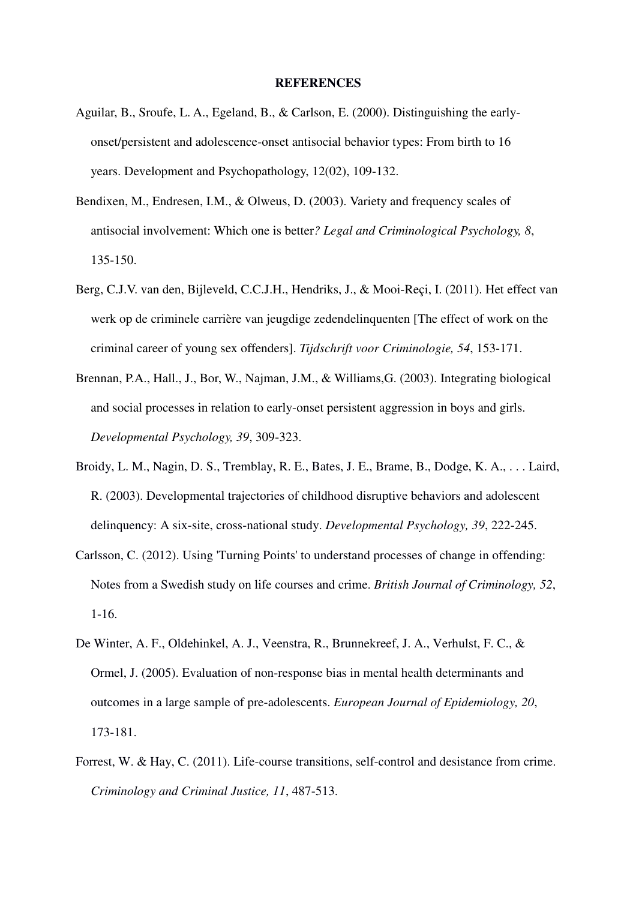## REFERENCES

Aguilar, B., Sroufe, L. A., Egeland, B., & Carlson, E. (2000). Distinguishing the early-onset/persistent and adolescence-onset antisocial behavior types: From birth to 16 years. Development and Psychopathology, 12(02), 109-132.

Bendixen, M., Endresen, I.M., & Olweus, D. (2003). Variety and frequency scales of antisocial involvement: Which one is better*? Legal and Criminological Psychology, 8*, 135-150.

Berg, C.J.V. van den, Bijleveld, C.C.J.H., Hendriks, J., & Mooi-Reçi, I. (2011). Het effect van werk op de criminele carrière van jeugdige zedendelinquenten [The effect of work on the criminal career of young sex offenders]. *Tijdschrift voor Criminologie, 54*, 153-171.

Brennan, P.A., Hall., J., Bor, W., Najman, J.M., & Williams,G. (2003). Integrating biological and social processes in relation to early-onset persistent aggression in boys and girls. *Developmental Psychology, 39*, 309-323.

Broidy, L. M., Nagin, D. S., Tremblay, R. E., Bates, J. E., Brame, B., Dodge, K. A., . . . Laird, R. (2003). Developmental trajectories of childhood disruptive behaviors and adolescent delinquency: A six-site, cross-national study. *Developmental Psychology, 39*, 222-245.

Carlsson, C. (2012). Using 'Turning Points' to understand processes of change in offending: Notes from a Swedish study on life courses and crime. *British Journal of Criminology, 52*, 1-16.

De Winter, A. F., Oldehinkel, A. J., Veenstra, R., Brunnekreef, J. A., Verhulst, F. C., & Ormel, J. (2005). Evaluation of non-response bias in mental health determinants and outcomes in a large sample of pre-adolescents. *European Journal of Epidemiology, 20*, 173-181.

Forrest, W. & Hay, C. (2011). Life-course transitions, self-control and desistance from crime. *Criminology and Criminal Justice, 11*, 487-513.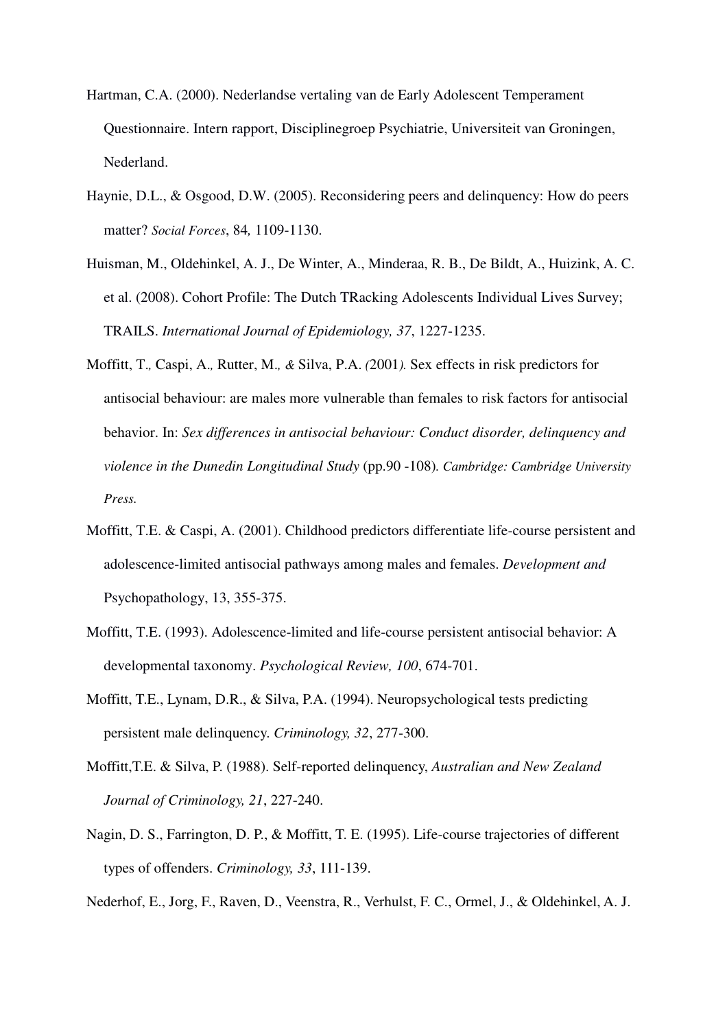Hartman, C.A. (2000). Nederlandse vertaling van de Early Adolescent Temperament Questionnaire. Intern rapport, Disciplinegroep Psychiatrie, Universiteit van Groningen, Nederland.

Haynie, D.L., & Osgood, D.W. (2005). Reconsidering peers and delinquency: How do peers matter? *Social Forces*, 84*,* 1109-1130.

Huisman, M., Oldehinkel, A. J., De Winter, A., Minderaa, R. B., De Bildt, A., Huizink, A. C. et al. (2008). Cohort Profile: The Dutch TRacking Adolescents Individual Lives Survey; TRAILS. *International Journal of Epidemiology, 37*, 1227-1235.

Moffitt, T.*,* Caspi, A.*,* Rutter, M.*, &* Silva, P.A. *(*2001*).* Sex effects in risk predictors for antisocial behaviour: are males more vulnerable than females to risk factors for antisocial behavior. In: *Sex differences in antisocial behaviour: Conduct disorder, delinquency and violence in the Dunedin Longitudinal Study* (pp.90 -108)*. Cambridge: Cambridge University Press.*

Moffitt, T.E. & Caspi, A. (2001). Childhood predictors differentiate life-course persistent and adolescence-limited antisocial pathways among males and females. *Development and* Psychopathology, 13, 355-375.

Moffitt, T.E. (1993). Adolescence-limited and life-course persistent antisocial behavior: A developmental taxonomy. *Psychological Review, 100*, 674-701.

Moffitt, T.E., Lynam, D.R., & Silva, P.A. (1994). Neuropsychological tests predicting persistent male delinquency. *Criminology, 32*, 277-300.

Moffitt,T.E. & Silva, P. (1988). Self-reported delinquency, *Australian and New Zealand Journal of Criminology, 21*, 227-240.

Nagin, D. S., Farrington, D. P., & Moffitt, T. E. (1995). Life-course trajectories of different types of offenders. *Criminology, 33*, 111-139.

Nederhof, E., Jorg, F., Raven, D., Veenstra, R., Verhulst, F. C., Ormel, J., & Oldehinkel, A. J.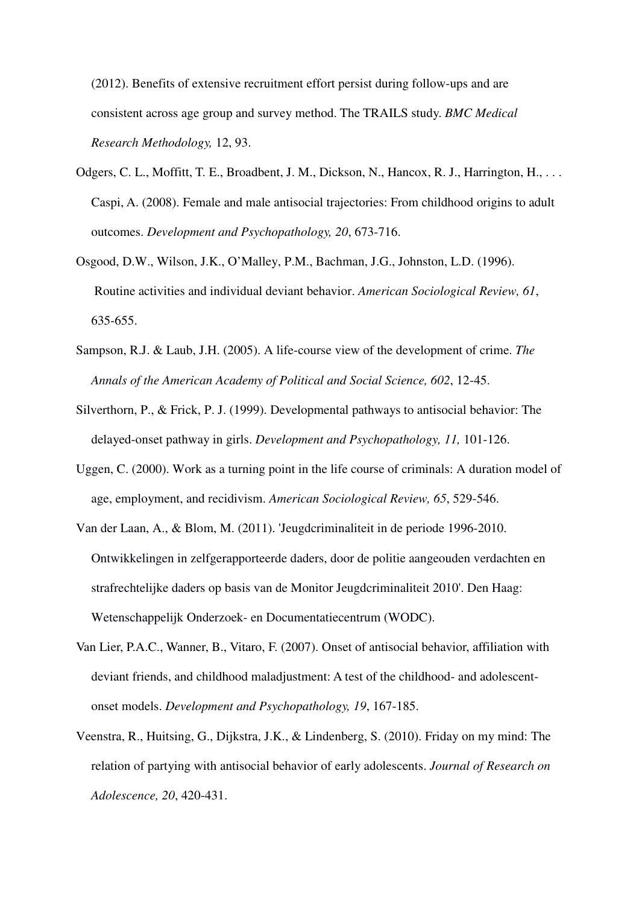(2012). Benefits of extensive recruitment effort persist during follow-ups and are consistent across age group and survey method. The TRAILS study. *BMC Medical Research Methodology,* 12, 93.

Odgers, C. L., Moffitt, T. E., Broadbent, J. M., Dickson, N., Hancox, R. J., Harrington, H., . . . Caspi, A. (2008). Female and male antisocial trajectories: From childhood origins to adult outcomes. *Development and Psychopathology, 20*, 673-716.

Osgood, D.W., Wilson, J.K., O'Malley, P.M., Bachman, J.G., Johnston, L.D. (1996). Routine activities and individual deviant behavior. *American Sociological Review, 61*, 635-655.

Sampson, R.J. & Laub, J.H. (2005). A life-course view of the development of crime. *The Annals of the American Academy of Political and Social Science, 602*, 12-45.

Silverthorn, P., & Frick, P. J. (1999). Developmental pathways to antisocial behavior: The delayed-onset pathway in girls. *Development and Psychopathology, 11,* 101-126.

Uggen, C. (2000). Work as a turning point in the life course of criminals: A duration model of age, employment, and recidivism. *American Sociological Review, 65*, 529-546.

Van der Laan, A., & Blom, M. (2011). 'Jeugdcriminaliteit in de periode 1996-2010. Ontwikkelingen in zelfgerapporteerde daders, door de politie aangeouden verdachten en strafrechtelijke daders op basis van de Monitor Jeugdcriminaliteit 2010'. Den Haag: Wetenschappelijk Onderzoek- en Documentatiecentrum (WODC).

Van Lier, P.A.C., Wanner, B., Vitaro, F. (2007). Onset of antisocial behavior, affiliation with deviant friends, and childhood maladjustment: A test of the childhood- and adolescent-onset models. *Development and Psychopathology, 19*, 167-185.

Veenstra, R., Huitsing, G., Dijkstra, J.K., & Lindenberg, S. (2010). Friday on my mind: The relation of partying with antisocial behavior of early adolescents. *Journal of Research on Adolescence, 20*, 420-431.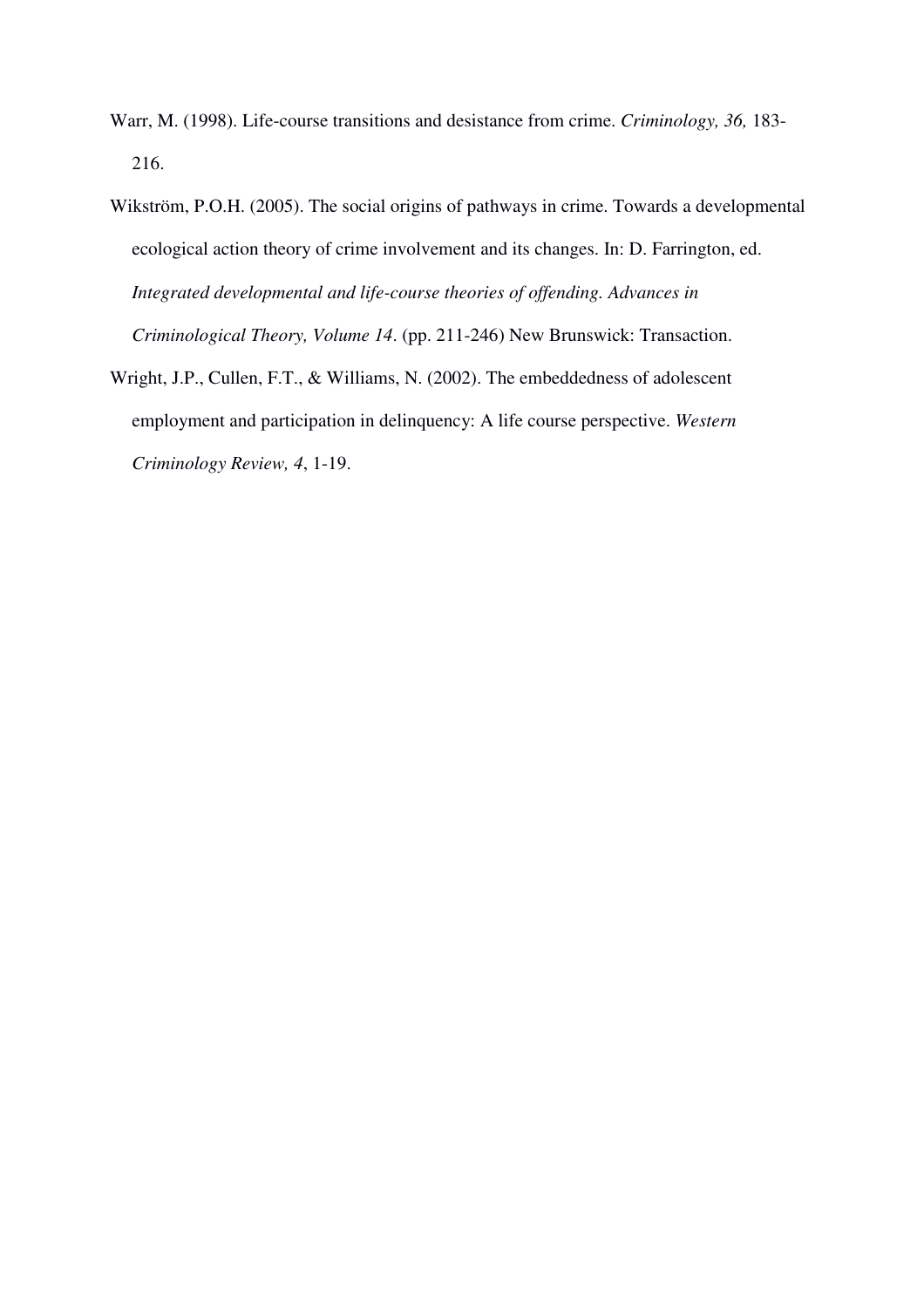Warr, M. (1998). Life-course transitions and desistance from crime. *Criminology, 36,* 183-216.

Wikström, P.O.H. (2005). The social origins of pathways in crime. Towards a developmental ecological action theory of crime involvement and its changes. In: D. Farrington, ed. *Integrated developmental and life-course theories of offending. Advances in Criminological Theory, Volume 14*. (pp. 211-246) New Brunswick: Transaction.

Wright, J.P., Cullen, F.T., & Williams, N. (2002). The embeddedness of adolescent employment and participation in delinquency: A life course perspective. *Western Criminology Review, 4*, 1-19.